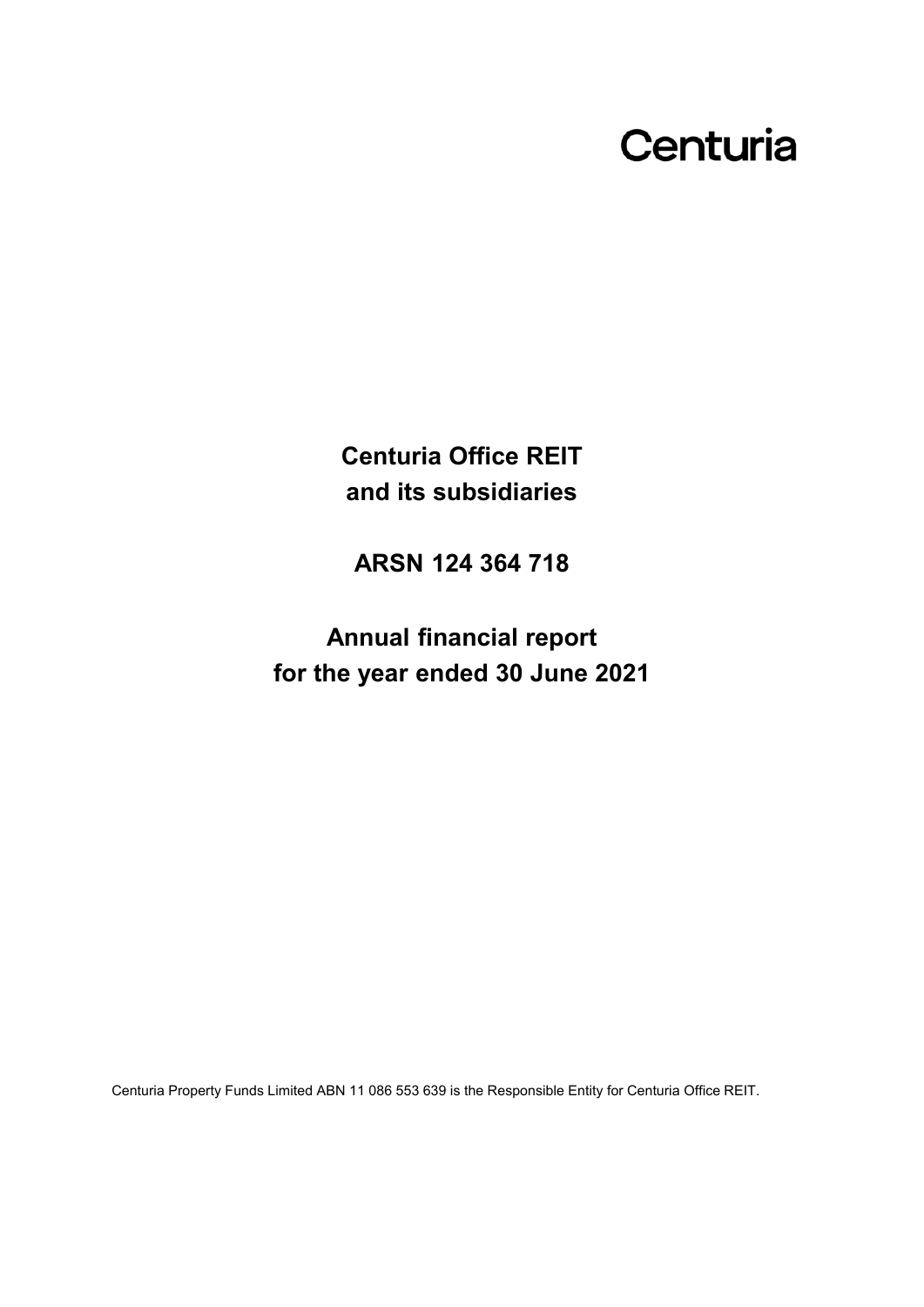Centuria

# Centuria Office REIT and its subsidiaries

## ARSN 124 364 718

# Annual financial report for the year ended 30 June 2021

Centuria Property Funds Limited ABN 11 086 553 639 is the Responsible Entity for Centuria Office REIT.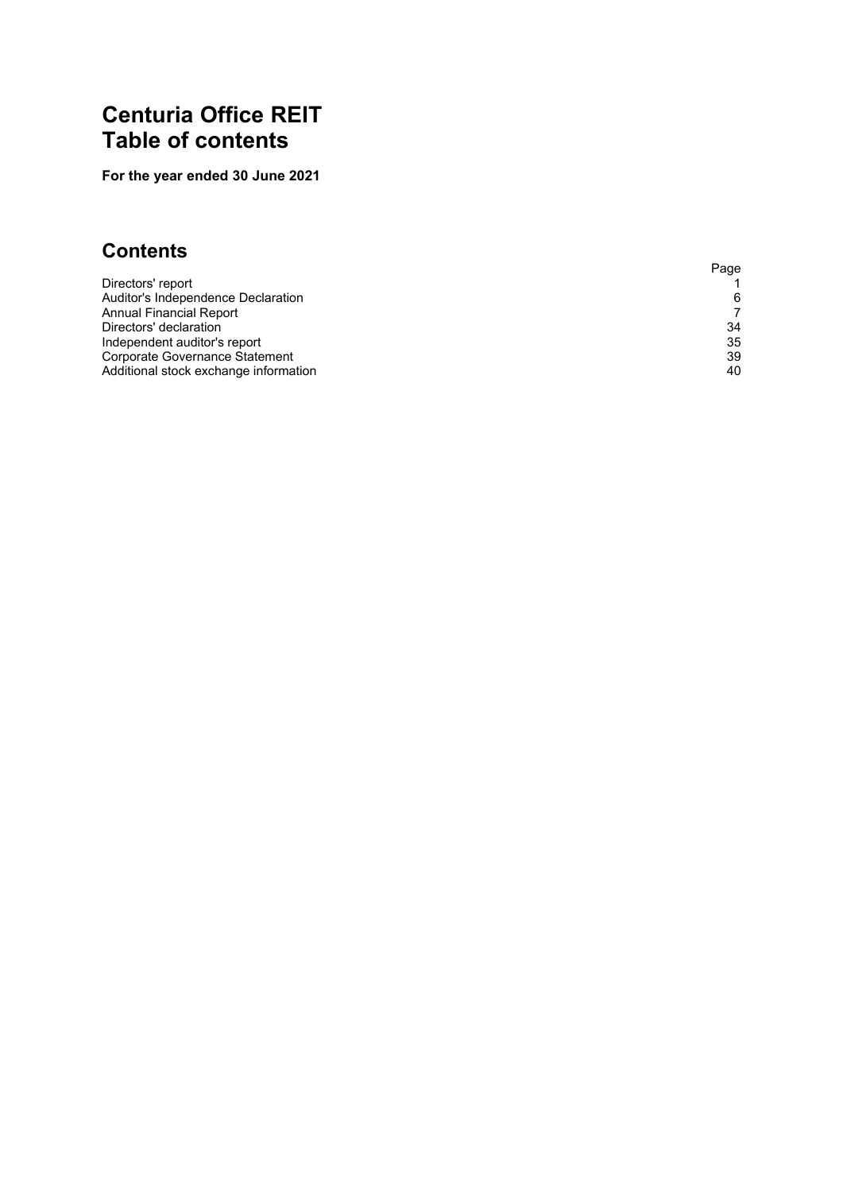# Centuria Office REIT
# Table of contents

**For the year ended 30 June 2021**

## Contents

| | Page |
|---|---|
| Directors' report | 1 |
| Auditor's Independence Declaration | 6 |
| Annual Financial Report | 7 |
| Directors' declaration | 34 |
| Independent auditor's report | 35 |
| Corporate Governance Statement | 39 |
| Additional stock exchange information | 40 |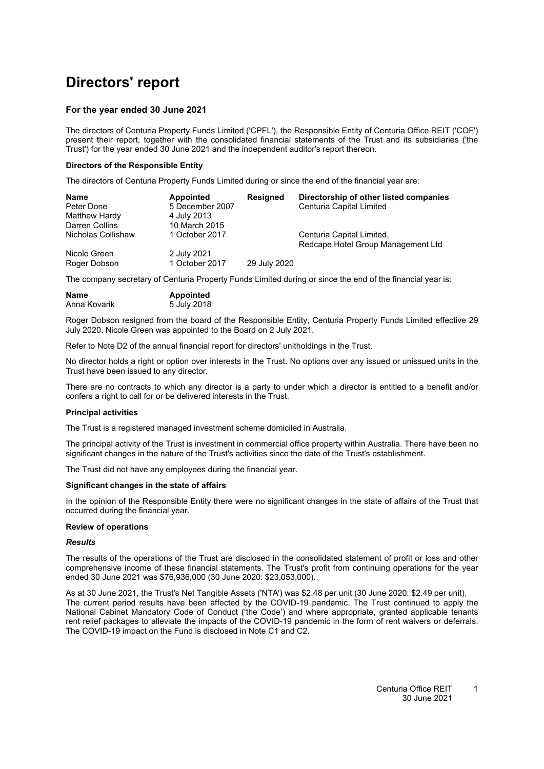# Directors' report

### For the year ended 30 June 2021

The directors of Centuria Property Funds Limited ('CPFL'), the Responsible Entity of Centuria Office REIT ('COF') present their report, together with the consolidated financial statements of the Trust and its subsidiaries ('the Trust') for the year ended 30 June 2021 and the independent auditor's report thereon.

**Directors of the Responsible Entity**

The directors of Centuria Property Funds Limited during or since the end of the financial year are:

| Name | Appointed | Resigned | Directorship of other listed companies |
| --- | --- | --- | --- |
| Peter Done | 5 December 2007 | | Centuria Capital Limited |
| Matthew Hardy | 4 July 2013 | | |
| Darren Collins | 10 March 2015 | | |
| Nicholas Collishaw | 1 October 2017 | | Centuria Capital Limited, Redcape Hotel Group Management Ltd |
| Nicole Green | 2 July 2021 | | |
| Roger Dobson | 1 October 2017 | 29 July 2020 | |

The company secretary of Centuria Property Funds Limited during or since the end of the financial year is:

| Name | Appointed |
| --- | --- |
| Anna Kovarik | 5 July 2018 |

Roger Dobson resigned from the board of the Responsible Entity, Centuria Property Funds Limited effective 29 July 2020. Nicole Green was appointed to the Board on 2 July 2021.

Refer to Note D2 of the annual financial report for directors' unitholdings in the Trust.

No director holds a right or option over interests in the Trust. No options over any issued or unissued units in the Trust have been issued to any director.

There are no contracts to which any director is a party to under which a director is entitled to a benefit and/or confers a right to call for or be delivered interests in the Trust.

**Principal activities**

The Trust is a registered managed investment scheme domiciled in Australia.

The principal activity of the Trust is investment in commercial office property within Australia. There have been no significant changes in the nature of the Trust's activities since the date of the Trust's establishment.

The Trust did not have any employees during the financial year.

**Significant changes in the state of affairs**

In the opinion of the Responsible Entity there were no significant changes in the state of affairs of the Trust that occurred during the financial year.

**Review of operations**

***Results***

The results of the operations of the Trust are disclosed in the consolidated statement of profit or loss and other comprehensive income of these financial statements. The Trust's profit from continuing operations for the year ended 30 June 2021 was $76,936,000 (30 June 2020: $23,053,000).

As at 30 June 2021, the Trust's Net Tangible Assets ('NTA') was $2.48 per unit (30 June 2020: $2.49 per unit). The current period results have been affected by the COVID-19 pandemic. The Trust continued to apply the National Cabinet Mandatory Code of Conduct ('the Code') and where appropriate, granted applicable tenants rent relief packages to alleviate the impacts of the COVID-19 pandemic in the form of rent waivers or deferrals. The COVID-19 impact on the Fund is disclosed in Note C1 and C2.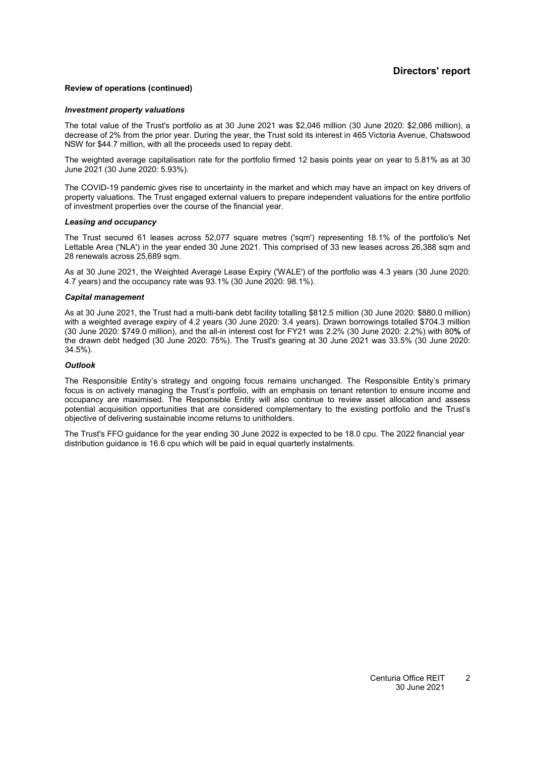## Directors' report

**Review of operations (continued)**

***Investment property valuations***

The total value of the Trust's portfolio as at 30 June 2021 was $2,046 million (30 June 2020: $2,086 million), a decrease of 2% from the prior year. During the year, the Trust sold its interest in 465 Victoria Avenue, Chatswood NSW for $44.7 million, with all the proceeds used to repay debt.

The weighted average capitalisation rate for the portfolio firmed 12 basis points year on year to 5.81% as at 30 June 2021 (30 June 2020: 5.93%).

The COVID-19 pandemic gives rise to uncertainty in the market and which may have an impact on key drivers of property valuations. The Trust engaged external valuers to prepare independent valuations for the entire portfolio of investment properties over the course of the financial year.

***Leasing and occupancy***

The Trust secured 61 leases across 52,077 square metres ('sqm') representing 18.1% of the portfolio's Net Lettable Area ('NLA') in the year ended 30 June 2021. This comprised of 33 new leases across 26,388 sqm and 28 renewals across 25,689 sqm.

As at 30 June 2021, the Weighted Average Lease Expiry ('WALE') of the portfolio was 4.3 years (30 June 2020: 4.7 years) and the occupancy rate was 93.1% (30 June 2020: 98.1%).

***Capital management***

As at 30 June 2021, the Trust had a multi-bank debt facility totalling $812.5 million (30 June 2020: $880.0 million) with a weighted average expiry of 4.2 years (30 June 2020: 3.4 years). Drawn borrowings totalled $704.3 million (30 June 2020: $749.0 million), and the all-in interest cost for FY21 was 2.2% (30 June 2020: 2.2%) with 80% of the drawn debt hedged (30 June 2020: 75%). The Trust's gearing at 30 June 2021 was 33.5% (30 June 2020: 34.5%).

***Outlook***

The Responsible Entity's strategy and ongoing focus remains unchanged. The Responsible Entity's primary focus is on actively managing the Trust's portfolio, with an emphasis on tenant retention to ensure income and occupancy are maximised. The Responsible Entity will also continue to review asset allocation and assess potential acquisition opportunities that are considered complementary to the existing portfolio and the Trust's objective of delivering sustainable income returns to unitholders.

The Trust's FFO guidance for the year ending 30 June 2022 is expected to be 18.0 cpu. The 2022 financial year distribution guidance is 16.6 cpu which will be paid in equal quarterly instalments.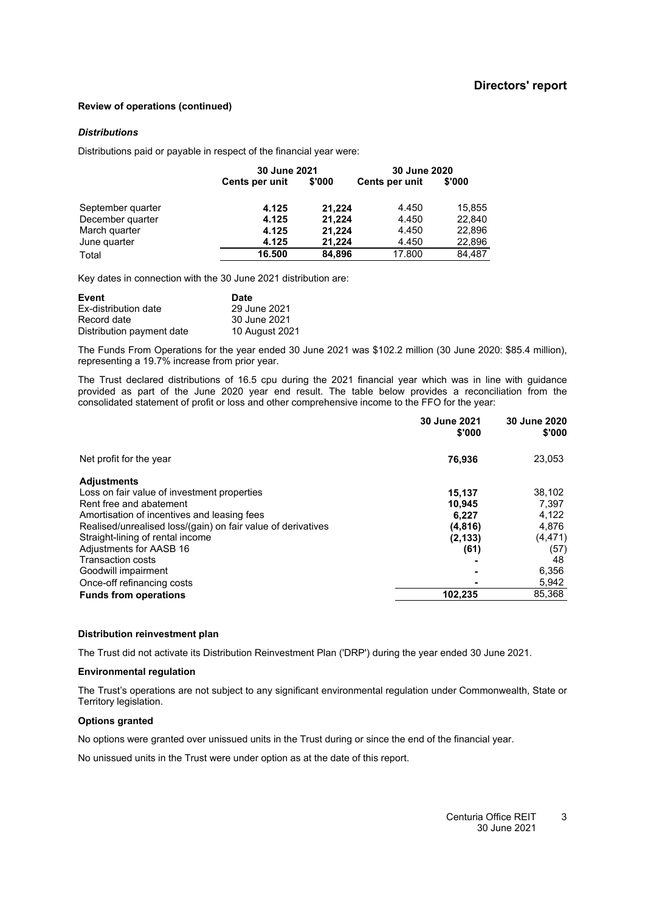**Review of operations (continued)**

***Distributions***

Distributions paid or payable in respect of the financial year were:

| | 30 June 2021 | | 30 June 2020 | |
|---|---|---|---|---|
| | **Cents per unit** | **$'000** | **Cents per unit** | **$'000** |
| September quarter | **4.125** | **21,224** | 4.450 | 15,855 |
| December quarter | **4.125** | **21,224** | 4.450 | 22,840 |
| March quarter | **4.125** | **21,224** | 4.450 | 22,896 |
| June quarter | **4.125** | **21,224** | 4.450 | 22,896 |
| Total | **16.500** | **84,896** | 17.800 | 84,487 |

Key dates in connection with the 30 June 2021 distribution are:

| **Event** | **Date** |
|---|---|
| Ex-distribution date | 29 June 2021 |
| Record date | 30 June 2021 |
| Distribution payment date | 10 August 2021 |

The Funds From Operations for the year ended 30 June 2021 was $102.2 million (30 June 2020: $85.4 million), representing a 19.7% increase from prior year.

The Trust declared distributions of 16.5 cpu during the 2021 financial year which was in line with guidance provided as part of the June 2020 year end result. The table below provides a reconciliation from the consolidated statement of profit or loss and other comprehensive income to the FFO for the year:

| | 30 June 2021 $'000 | 30 June 2020 $'000 |
|---|---|---|
| Net profit for the year | **76,936** | 23,053 |
| **Adjustments** | | |
| Loss on fair value of investment properties | **15,137** | 38,102 |
| Rent free and abatement | **10,945** | 7,397 |
| Amortisation of incentives and leasing fees | **6,227** | 4,122 |
| Realised/unrealised loss/(gain) on fair value of derivatives | **(4,816)** | 4,876 |
| Straight-lining of rental income | **(2,133)** | (4,471) |
| Adjustments for AASB 16 | **(61)** | (57) |
| Transaction costs | **-** | 48 |
| Goodwill impairment | **-** | 6,356 |
| Once-off refinancing costs | **-** | 5,942 |
| **Funds from operations** | **102,235** | 85,368 |

**Distribution reinvestment plan**

The Trust did not activate its Distribution Reinvestment Plan ('DRP') during the year ended 30 June 2021.

**Environmental regulation**

The Trust's operations are not subject to any significant environmental regulation under Commonwealth, State or Territory legislation.

**Options granted**

No options were granted over unissued units in the Trust during or since the end of the financial year.

No unissued units in the Trust were under option as at the date of this report.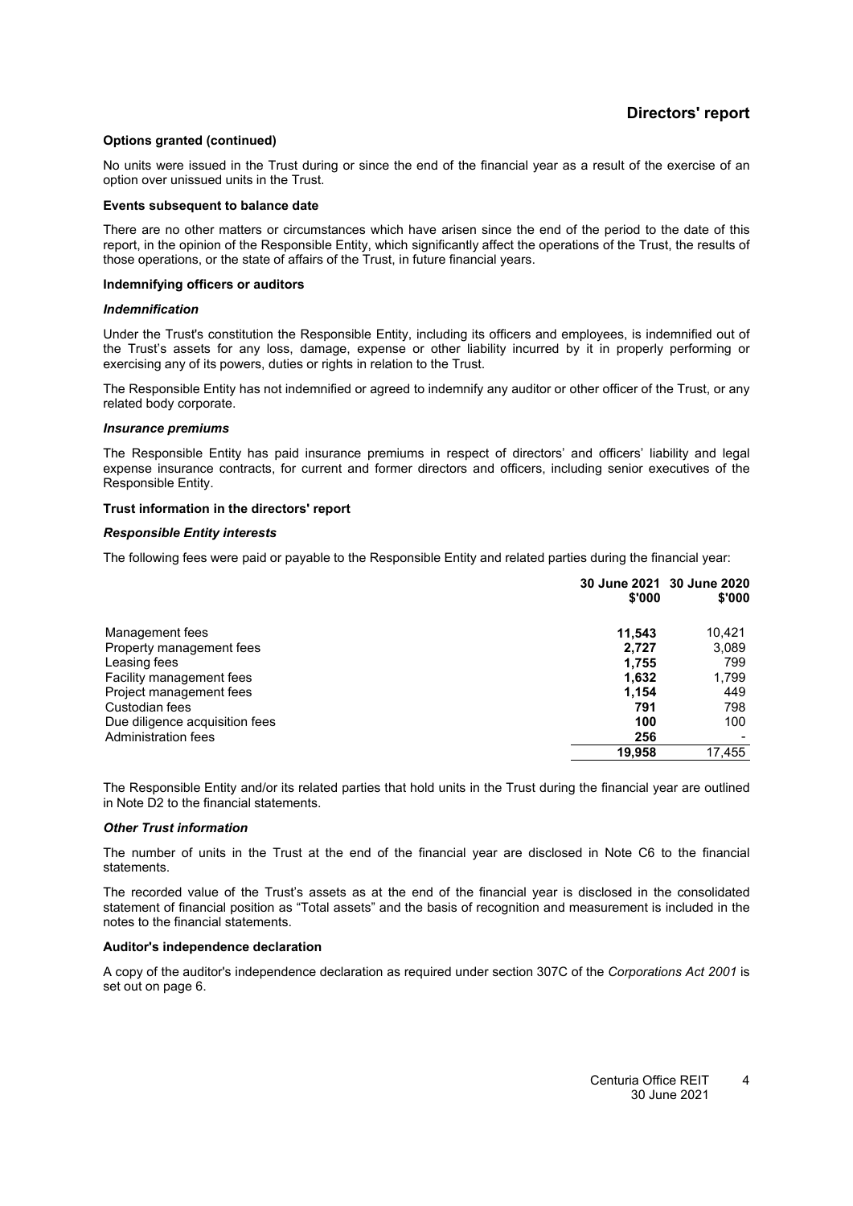## Directors' report

**Options granted (continued)**

No units were issued in the Trust during or since the end of the financial year as a result of the exercise of an option over unissued units in the Trust.

**Events subsequent to balance date**

There are no other matters or circumstances which have arisen since the end of the period to the date of this report, in the opinion of the Responsible Entity, which significantly affect the operations of the Trust, the results of those operations, or the state of affairs of the Trust, in future financial years.

**Indemnifying officers or auditors**

***Indemnification***

Under the Trust's constitution the Responsible Entity, including its officers and employees, is indemnified out of the Trust's assets for any loss, damage, expense or other liability incurred by it in properly performing or exercising any of its powers, duties or rights in relation to the Trust.

The Responsible Entity has not indemnified or agreed to indemnify any auditor or other officer of the Trust, or any related body corporate.

***Insurance premiums***

The Responsible Entity has paid insurance premiums in respect of directors' and officers' liability and legal expense insurance contracts, for current and former directors and officers, including senior executives of the Responsible Entity.

**Trust information in the directors' report**

***Responsible Entity interests***

The following fees were paid or payable to the Responsible Entity and related parties during the financial year:

| | 30 June 2021 $'000 | 30 June 2020 $'000 |
|---|---|---|
| Management fees | **11,543** | 10,421 |
| Property management fees | **2,727** | 3,089 |
| Leasing fees | **1,755** | 799 |
| Facility management fees | **1,632** | 1,799 |
| Project management fees | **1,154** | 449 |
| Custodian fees | **791** | 798 |
| Due diligence acquisition fees | **100** | 100 |
| Administration fees | **256** | - |
| | **19,958** | 17,455 |

The Responsible Entity and/or its related parties that hold units in the Trust during the financial year are outlined in Note D2 to the financial statements.

***Other Trust information***

The number of units in the Trust at the end of the financial year are disclosed in Note C6 to the financial statements.

The recorded value of the Trust's assets as at the end of the financial year is disclosed in the consolidated statement of financial position as "Total assets" and the basis of recognition and measurement is included in the notes to the financial statements.

**Auditor's independence declaration**

A copy of the auditor's independence declaration as required under section 307C of the *Corporations Act 2001* is set out on page 6.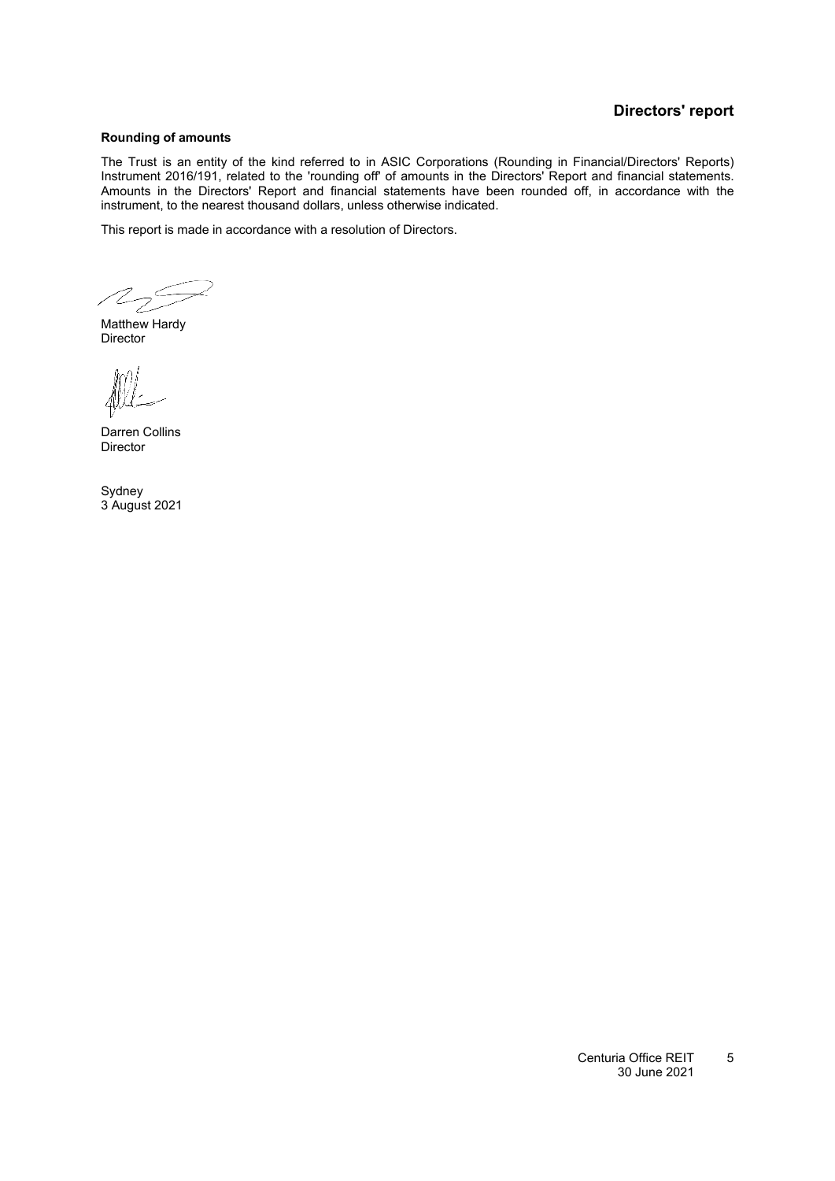## Directors' report

**Rounding of amounts**

The Trust is an entity of the kind referred to in ASIC Corporations (Rounding in Financial/Directors' Reports) Instrument 2016/191, related to the 'rounding off' of amounts in the Directors' Report and financial statements. Amounts in the Directors' Report and financial statements have been rounded off, in accordance with the instrument, to the nearest thousand dollars, unless otherwise indicated.

This report is made in accordance with a resolution of Directors.

Matthew Hardy
Director

Darren Collins
Director

Sydney
3 August 2021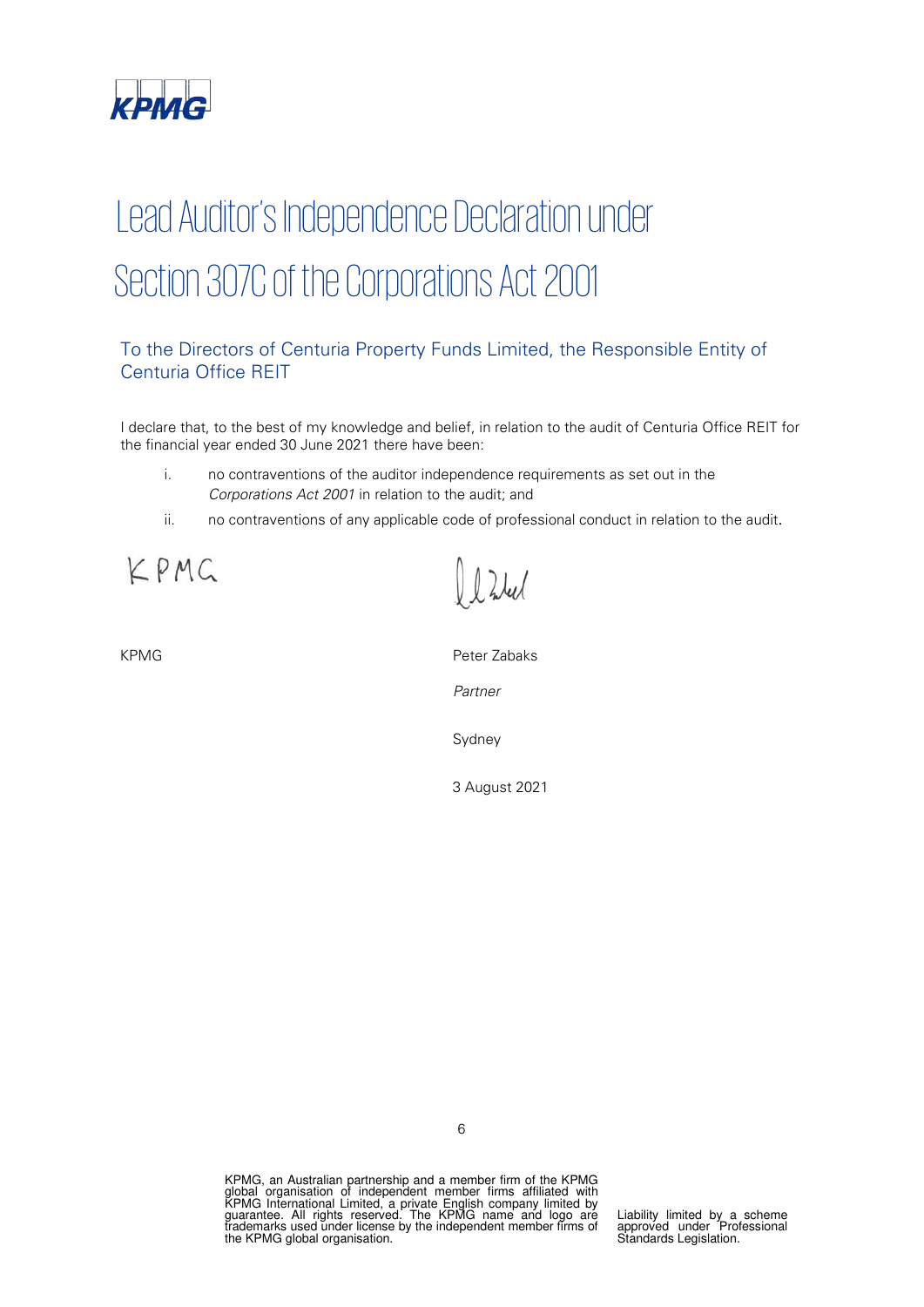# Lead Auditor's Independence Declaration under Section 307C of the Corporations Act 2001

## To the Directors of Centuria Property Funds Limited, the Responsible Entity of Centuria Office REIT

I declare that, to the best of my knowledge and belief, in relation to the audit of Centuria Office REIT for the financial year ended 30 June 2021 there have been:

i. no contraventions of the auditor independence requirements as set out in the *Corporations Act 2001* in relation to the audit; and

ii. no contraventions of any applicable code of professional conduct in relation to the audit.

KPMG

Peter Zabaks

*Partner*

Sydney

3 August 2021

KPMG, an Australian partnership and a member firm of the KPMG global organisation of independent member firms affiliated with KPMG International Limited, a private English company limited by guarantee. All rights reserved. The KPMG name and logo are trademarks used under license by the independent member firms of the KPMG global organisation.

Liability limited by a scheme approved under Professional Standards Legislation.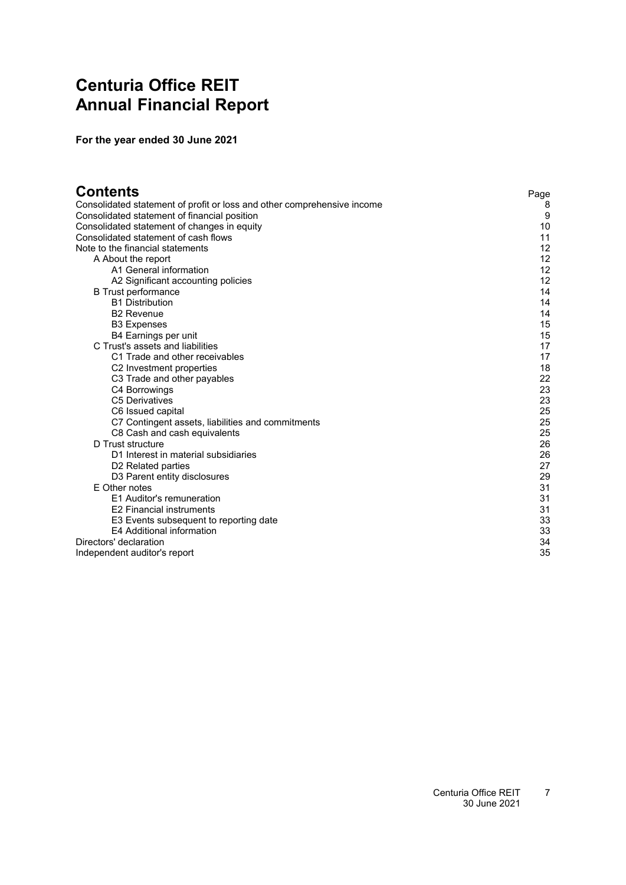# Centuria Office REIT
# Annual Financial Report

**For the year ended 30 June 2021**

## Contents

| | Page |
|---|---|
| Consolidated statement of profit or loss and other comprehensive income | 8 |
| Consolidated statement of financial position | 9 |
| Consolidated statement of changes in equity | 10 |
| Consolidated statement of cash flows | 11 |
| Note to the financial statements | 12 |
| A About the report | 12 |
| A1 General information | 12 |
| A2 Significant accounting policies | 12 |
| B Trust performance | 14 |
| B1 Distribution | 14 |
| B2 Revenue | 14 |
| B3 Expenses | 15 |
| B4 Earnings per unit | 15 |
| C Trust's assets and liabilities | 17 |
| C1 Trade and other receivables | 17 |
| C2 Investment properties | 18 |
| C3 Trade and other payables | 22 |
| C4 Borrowings | 23 |
| C5 Derivatives | 23 |
| C6 Issued capital | 25 |
| C7 Contingent assets, liabilities and commitments | 25 |
| C8 Cash and cash equivalents | 25 |
| D Trust structure | 26 |
| D1 Interest in material subsidiaries | 26 |
| D2 Related parties | 27 |
| D3 Parent entity disclosures | 29 |
| E Other notes | 31 |
| E1 Auditor's remuneration | 31 |
| E2 Financial instruments | 31 |
| E3 Events subsequent to reporting date | 33 |
| E4 Additional information | 33 |
| Directors' declaration | 34 |
| Independent auditor's report | 35 |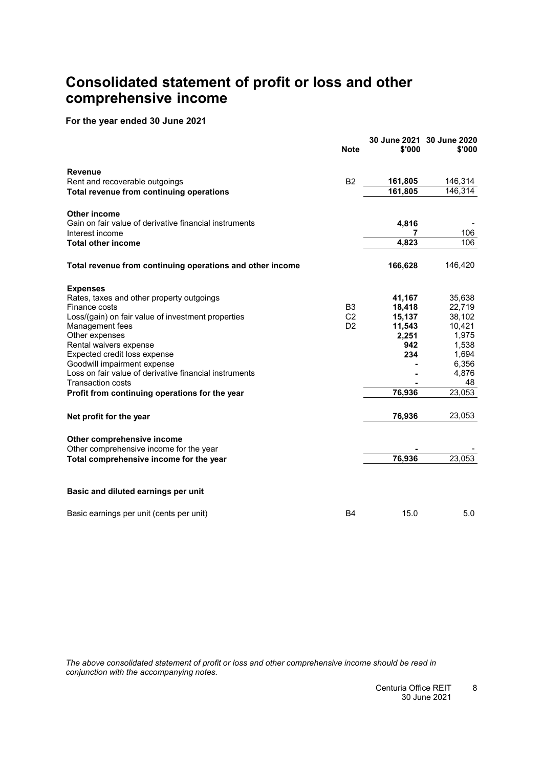# Consolidated statement of profit or loss and other comprehensive income

**For the year ended 30 June 2021**

| | Note | 30 June 2021 $'000 | 30 June 2020 $'000 |
|---|---|---|---|
| **Revenue** | | | |
| Rent and recoverable outgoings | B2 | **161,805** | 146,314 |
| **Total revenue from continuing operations** | | **161,805** | 146,314 |
| | | | |
| **Other income** | | | |
| Gain on fair value of derivative financial instruments | | **4,816** | - |
| Interest income | | **7** | 106 |
| **Total other income** | | **4,823** | 106 |
| | | | |
| **Total revenue from continuing operations and other income** | | **166,628** | 146,420 |
| | | | |
| **Expenses** | | | |
| Rates, taxes and other property outgoings | | **41,167** | 35,638 |
| Finance costs | B3 | **18,418** | 22,719 |
| Loss/(gain) on fair value of investment properties | C2 | **15,137** | 38,102 |
| Management fees | D2 | **11,543** | 10,421 |
| Other expenses | | **2,251** | 1,975 |
| Rental waivers expense | | **942** | 1,538 |
| Expected credit loss expense | | **234** | 1,694 |
| Goodwill impairment expense | | **-** | 6,356 |
| Loss on fair value of derivative financial instruments | | **-** | 4,876 |
| Transaction costs | | **-** | 48 |
| **Profit from continuing operations for the year** | | **76,936** | 23,053 |
| | | | |
| **Net profit for the year** | | **76,936** | 23,053 |
| | | | |
| **Other comprehensive income** | | | |
| Other comprehensive income for the year | | **-** | - |
| **Total comprehensive income for the year** | | **76,936** | 23,053 |
| | | | |
| **Basic and diluted earnings per unit** | | | |
| | | | |
| Basic earnings per unit (cents per unit) | B4 | 15.0 | 5.0 |

*The above consolidated statement of profit or loss and other comprehensive income should be read in conjunction with the accompanying notes.*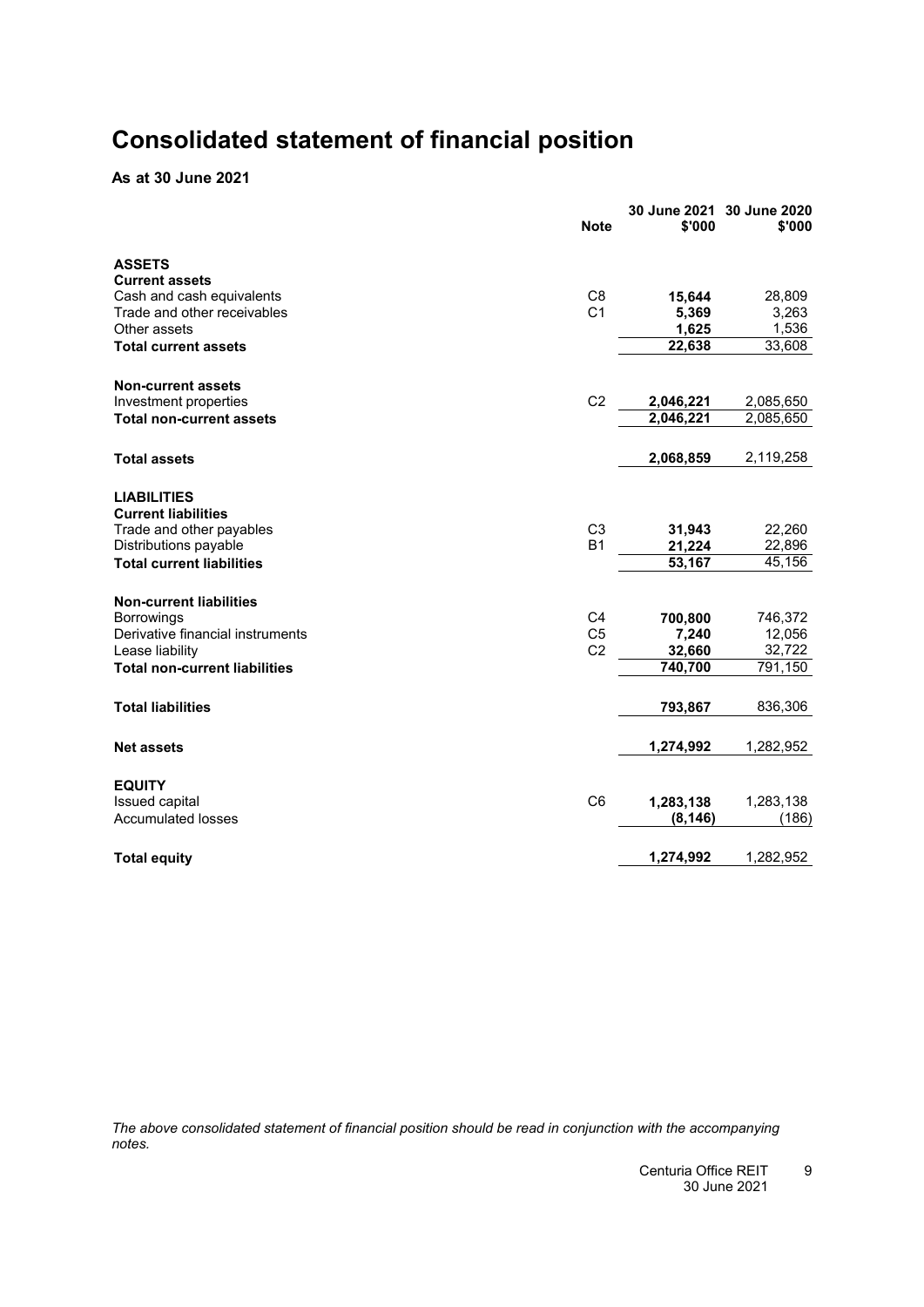# Consolidated statement of financial position

**As at 30 June 2021**

| | Note | 30 June 2021 $'000 | 30 June 2020 $'000 |
|---|---|---|---|
| **ASSETS** | | | |
| **Current assets** | | | |
| Cash and cash equivalents | C8 | **15,644** | 28,809 |
| Trade and other receivables | C1 | **5,369** | 3,263 |
| Other assets | | **1,625** | 1,536 |
| **Total current assets** | | **22,638** | 33,608 |
| | | | |
| **Non-current assets** | | | |
| Investment properties | C2 | **2,046,221** | 2,085,650 |
| **Total non-current assets** | | **2,046,221** | 2,085,650 |
| | | | |
| **Total assets** | | **2,068,859** | 2,119,258 |
| | | | |
| **LIABILITIES** | | | |
| **Current liabilities** | | | |
| Trade and other payables | C3 | **31,943** | 22,260 |
| Distributions payable | B1 | **21,224** | 22,896 |
| **Total current liabilities** | | **53,167** | 45,156 |
| | | | |
| **Non-current liabilities** | | | |
| Borrowings | C4 | **700,800** | 746,372 |
| Derivative financial instruments | C5 | **7,240** | 12,056 |
| Lease liability | C2 | **32,660** | 32,722 |
| **Total non-current liabilities** | | **740,700** | 791,150 |
| | | | |
| **Total liabilities** | | **793,867** | 836,306 |
| | | | |
| **Net assets** | | **1,274,992** | 1,282,952 |
| | | | |
| **EQUITY** | | | |
| Issued capital | C6 | **1,283,138** | 1,283,138 |
| Accumulated losses | | **(8,146)** | (186) |
| | | | |
| **Total equity** | | **1,274,992** | 1,282,952 |

*The above consolidated statement of financial position should be read in conjunction with the accompanying notes.*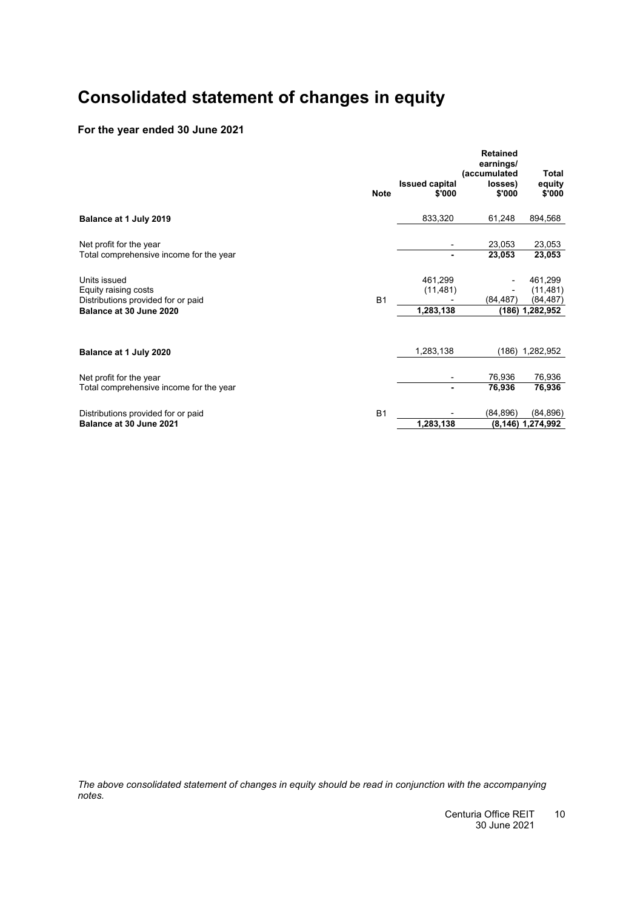# Consolidated statement of changes in equity

### For the year ended 30 June 2021

| | Note | Issued capital $'000 | Retained earnings/ (accumulated losses) $'000 | Total equity $'000 |
|---|---|---|---|---|
| **Balance at 1 July 2019** | | 833,320 | 61,248 | 894,568 |
| Net profit for the year | | - | 23,053 | 23,053 |
| Total comprehensive income for the year | | **-** | **23,053** | **23,053** |
| Units issued | | 461,299 | - | 461,299 |
| Equity raising costs | | (11,481) | - | (11,481) |
| Distributions provided for or paid | B1 | - | (84,487) | (84,487) |
| **Balance at 30 June 2020** | | **1,283,138** | **(186)** | **1,282,952** |
| **Balance at 1 July 2020** | | 1,283,138 | (186) | 1,282,952 |
| Net profit for the year | | - | 76,936 | 76,936 |
| Total comprehensive income for the year | | **-** | **76,936** | **76,936** |
| Distributions provided for or paid | B1 | - | (84,896) | (84,896) |
| **Balance at 30 June 2021** | | **1,283,138** | **(8,146)** | **1,274,992** |

*The above consolidated statement of changes in equity should be read in conjunction with the accompanying notes.*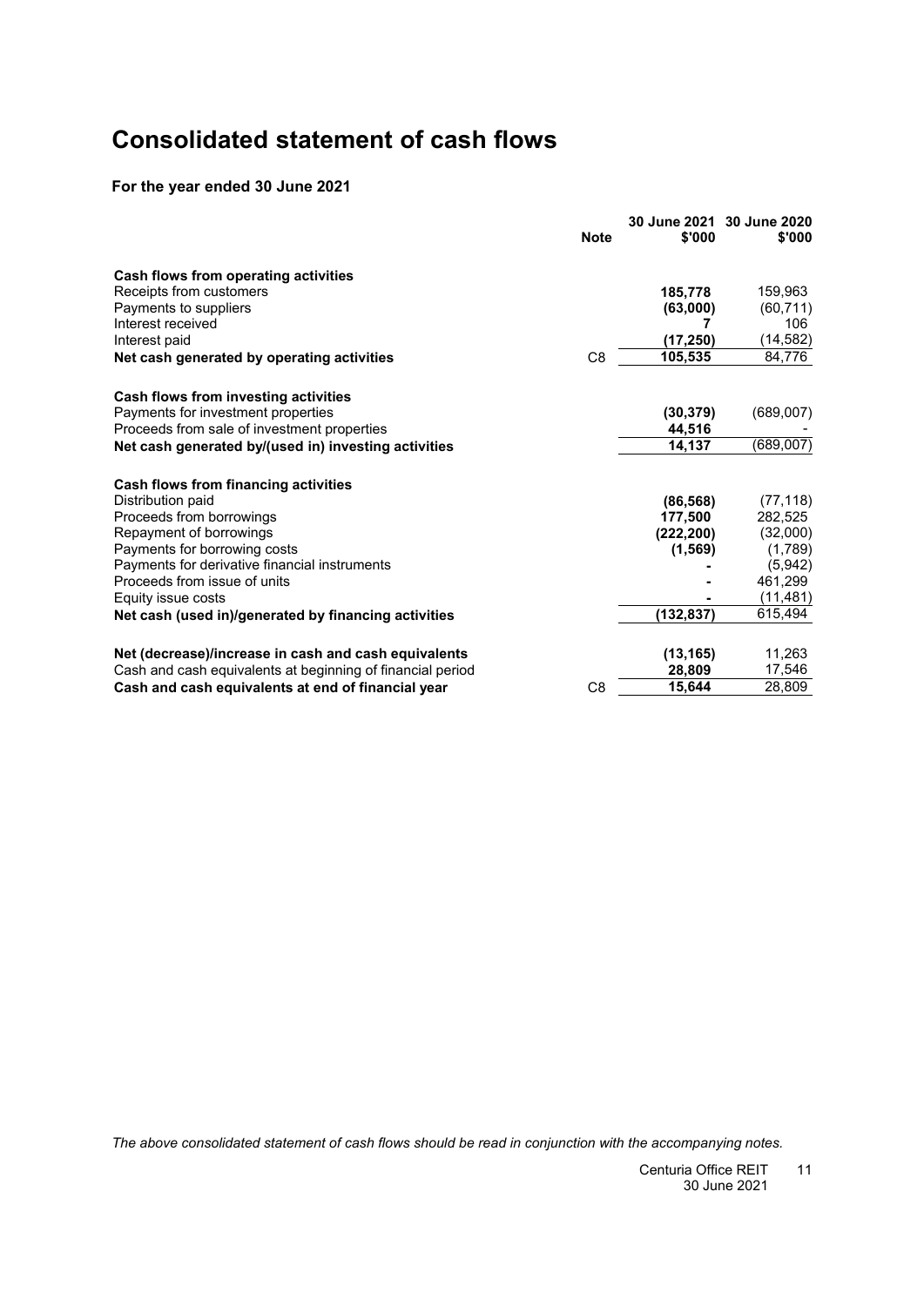# Consolidated statement of cash flows

**For the year ended 30 June 2021**

| | Note | 30 June 2021 $'000 | 30 June 2020 $'000 |
|---|---|---|---|
| **Cash flows from operating activities** | | | |
| Receipts from customers | | **185,778** | 159,963 |
| Payments to suppliers | | **(63,000)** | (60,711) |
| Interest received | | **7** | 106 |
| Interest paid | | **(17,250)** | (14,582) |
| **Net cash generated by operating activities** | C8 | **105,535** | 84,776 |
| | | | |
| **Cash flows from investing activities** | | | |
| Payments for investment properties | | **(30,379)** | (689,007) |
| Proceeds from sale of investment properties | | **44,516** | - |
| **Net cash generated by/(used in) investing activities** | | **14,137** | (689,007) |
| | | | |
| **Cash flows from financing activities** | | | |
| Distribution paid | | **(86,568)** | (77,118) |
| Proceeds from borrowings | | **177,500** | 282,525 |
| Repayment of borrowings | | **(222,200)** | (32,000) |
| Payments for borrowing costs | | **(1,569)** | (1,789) |
| Payments for derivative financial instruments | | **-** | (5,942) |
| Proceeds from issue of units | | **-** | 461,299 |
| Equity issue costs | | **-** | (11,481) |
| **Net cash (used in)/generated by financing activities** | | **(132,837)** | 615,494 |
| | | | |
| **Net (decrease)/increase in cash and cash equivalents** | | **(13,165)** | 11,263 |
| Cash and cash equivalents at beginning of financial period | | **28,809** | 17,546 |
| **Cash and cash equivalents at end of financial year** | C8 | **15,644** | 28,809 |

*The above consolidated statement of cash flows should be read in conjunction with the accompanying notes.*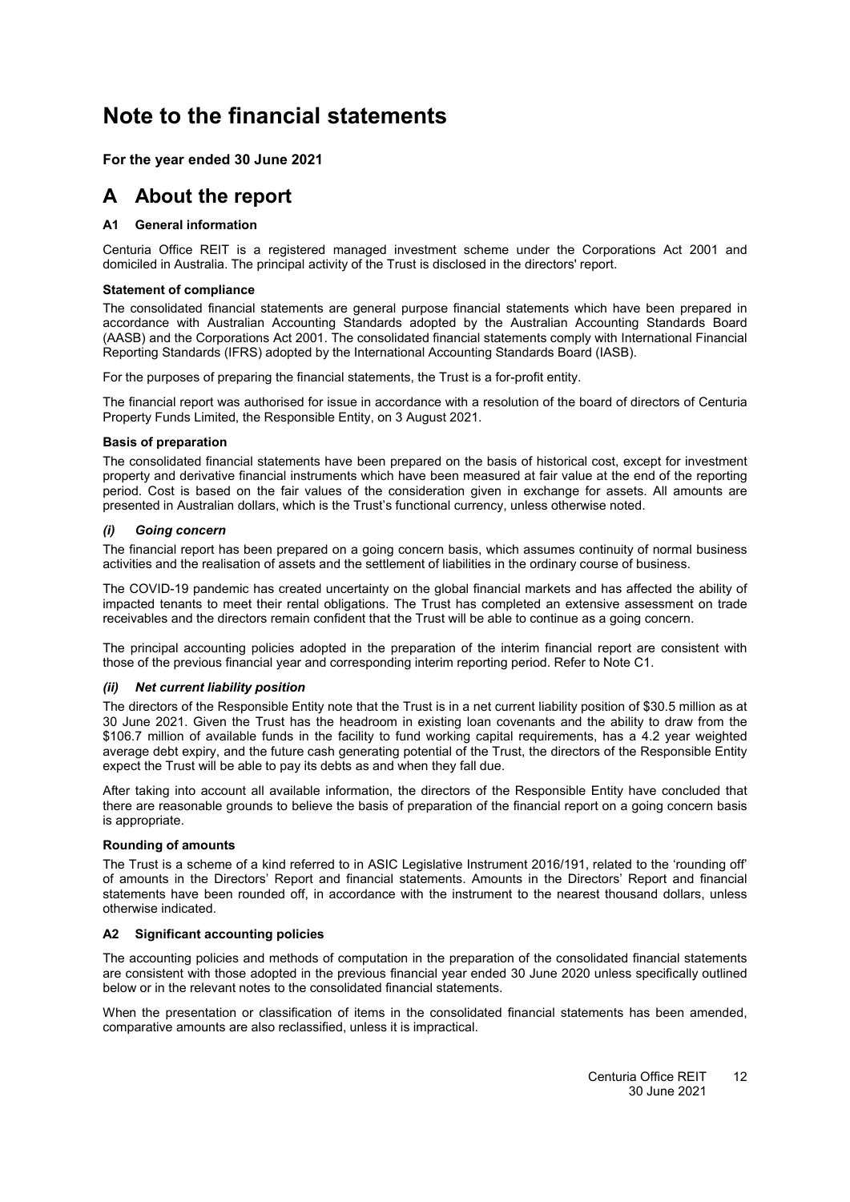# Note to the financial statements

**For the year ended 30 June 2021**

## A About the report

### A1 General information

Centuria Office REIT is a registered managed investment scheme under the Corporations Act 2001 and domiciled in Australia. The principal activity of the Trust is disclosed in the directors' report.

**Statement of compliance**

The consolidated financial statements are general purpose financial statements which have been prepared in accordance with Australian Accounting Standards adopted by the Australian Accounting Standards Board (AASB) and the Corporations Act 2001. The consolidated financial statements comply with International Financial Reporting Standards (IFRS) adopted by the International Accounting Standards Board (IASB).

For the purposes of preparing the financial statements, the Trust is a for-profit entity.

The financial report was authorised for issue in accordance with a resolution of the board of directors of Centuria Property Funds Limited, the Responsible Entity, on 3 August 2021.

**Basis of preparation**

The consolidated financial statements have been prepared on the basis of historical cost, except for investment property and derivative financial instruments which have been measured at fair value at the end of the reporting period. Cost is based on the fair values of the consideration given in exchange for assets. All amounts are presented in Australian dollars, which is the Trust's functional currency, unless otherwise noted.

***(i) Going concern***

The financial report has been prepared on a going concern basis, which assumes continuity of normal business activities and the realisation of assets and the settlement of liabilities in the ordinary course of business.

The COVID-19 pandemic has created uncertainty on the global financial markets and has affected the ability of impacted tenants to meet their rental obligations. The Trust has completed an extensive assessment on trade receivables and the directors remain confident that the Trust will be able to continue as a going concern.

The principal accounting policies adopted in the preparation of the interim financial report are consistent with those of the previous financial year and corresponding interim reporting period. Refer to Note C1.

***(ii) Net current liability position***

The directors of the Responsible Entity note that the Trust is in a net current liability position of $30.5 million as at 30 June 2021. Given the Trust has the headroom in existing loan covenants and the ability to draw from the $106.7 million of available funds in the facility to fund working capital requirements, has a 4.2 year weighted average debt expiry, and the future cash generating potential of the Trust, the directors of the Responsible Entity expect the Trust will be able to pay its debts as and when they fall due.

After taking into account all available information, the directors of the Responsible Entity have concluded that there are reasonable grounds to believe the basis of preparation of the financial report on a going concern basis is appropriate.

**Rounding of amounts**

The Trust is a scheme of a kind referred to in ASIC Legislative Instrument 2016/191, related to the 'rounding off' of amounts in the Directors' Report and financial statements. Amounts in the Directors' Report and financial statements have been rounded off, in accordance with the instrument to the nearest thousand dollars, unless otherwise indicated.

### A2 Significant accounting policies

The accounting policies and methods of computation in the preparation of the consolidated financial statements are consistent with those adopted in the previous financial year ended 30 June 2020 unless specifically outlined below or in the relevant notes to the consolidated financial statements.

When the presentation or classification of items in the consolidated financial statements has been amended, comparative amounts are also reclassified, unless it is impractical.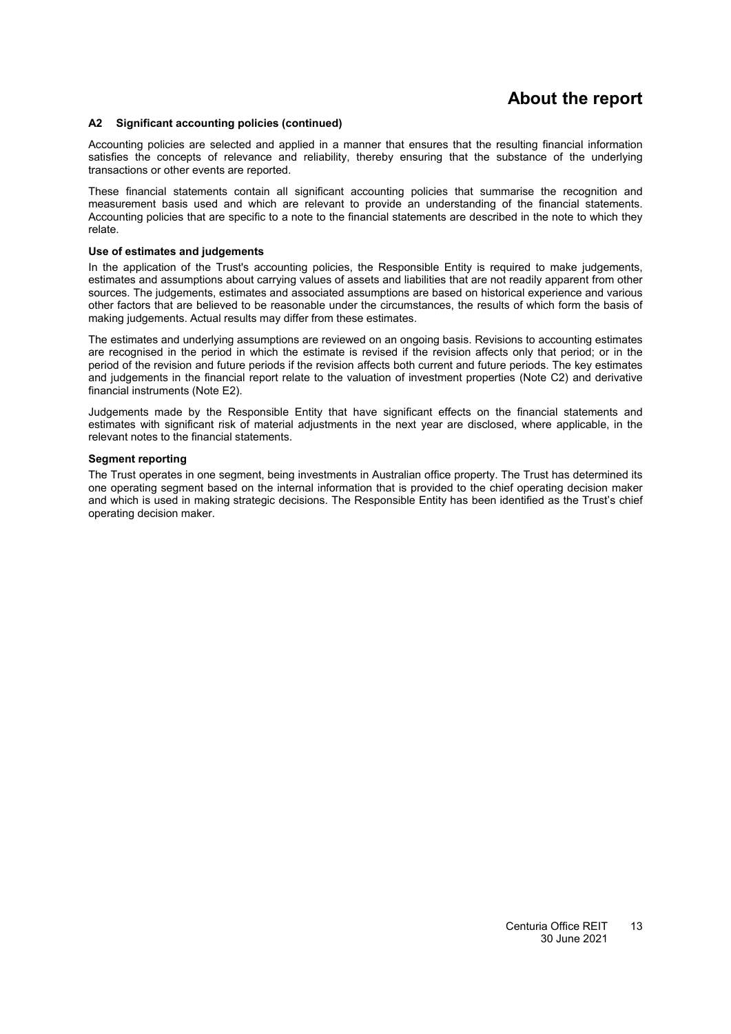# About the report

### A2 Significant accounting policies (continued)

Accounting policies are selected and applied in a manner that ensures that the resulting financial information satisfies the concepts of relevance and reliability, thereby ensuring that the substance of the underlying transactions or other events are reported.

These financial statements contain all significant accounting policies that summarise the recognition and measurement basis used and which are relevant to provide an understanding of the financial statements. Accounting policies that are specific to a note to the financial statements are described in the note to which they relate.

**Use of estimates and judgements**

In the application of the Trust's accounting policies, the Responsible Entity is required to make judgements, estimates and assumptions about carrying values of assets and liabilities that are not readily apparent from other sources. The judgements, estimates and associated assumptions are based on historical experience and various other factors that are believed to be reasonable under the circumstances, the results of which form the basis of making judgements. Actual results may differ from these estimates.

The estimates and underlying assumptions are reviewed on an ongoing basis. Revisions to accounting estimates are recognised in the period in which the estimate is revised if the revision affects only that period; or in the period of the revision and future periods if the revision affects both current and future periods. The key estimates and judgements in the financial report relate to the valuation of investment properties (Note C2) and derivative financial instruments (Note E2).

Judgements made by the Responsible Entity that have significant effects on the financial statements and estimates with significant risk of material adjustments in the next year are disclosed, where applicable, in the relevant notes to the financial statements.

**Segment reporting**

The Trust operates in one segment, being investments in Australian office property. The Trust has determined its one operating segment based on the internal information that is provided to the chief operating decision maker and which is used in making strategic decisions. The Responsible Entity has been identified as the Trust's chief operating decision maker.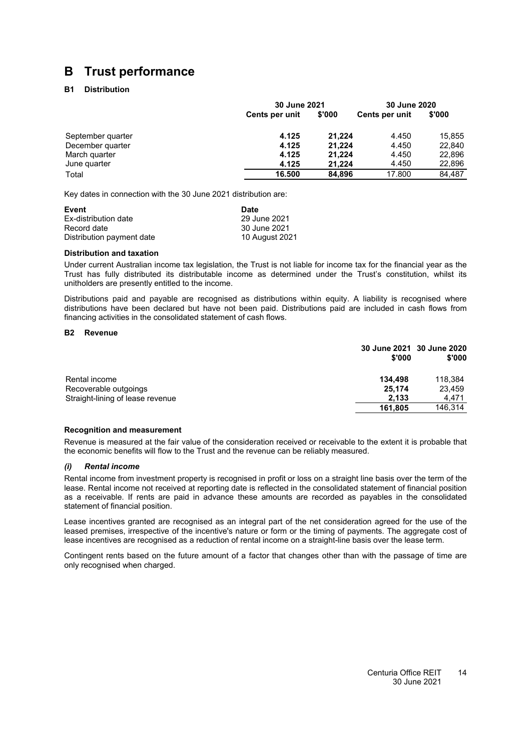# B Trust performance

### B1 Distribution

| | 30 June 2021 | | 30 June 2020 | |
|---|---|---|---|---|
| | Cents per unit | $'000 | Cents per unit | $'000 |
| September quarter | **4.125** | **21,224** | 4.450 | 15,855 |
| December quarter | **4.125** | **21,224** | 4.450 | 22,840 |
| March quarter | **4.125** | **21,224** | 4.450 | 22,896 |
| June quarter | **4.125** | **21,224** | 4.450 | 22,896 |
| Total | **16.500** | **84,896** | 17.800 | 84,487 |

Key dates in connection with the 30 June 2021 distribution are:

| Event | Date |
|---|---|
| Ex-distribution date | 29 June 2021 |
| Record date | 30 June 2021 |
| Distribution payment date | 10 August 2021 |

**Distribution and taxation**

Under current Australian income tax legislation, the Trust is not liable for income tax for the financial year as the Trust has fully distributed its distributable income as determined under the Trust's constitution, whilst its unitholders are presently entitled to the income.

Distributions paid and payable are recognised as distributions within equity. A liability is recognised where distributions have been declared but have not been paid. Distributions paid are included in cash flows from financing activities in the consolidated statement of cash flows.

### B2 Revenue

| | 30 June 2021 $'000 | 30 June 2020 $'000 |
|---|---|---|
| Rental income | **134,498** | 118,384 |
| Recoverable outgoings | **25,174** | 23,459 |
| Straight-lining of lease revenue | **2,133** | 4,471 |
| | **161,805** | 146,314 |

**Recognition and measurement**

Revenue is measured at the fair value of the consideration received or receivable to the extent it is probable that the economic benefits will flow to the Trust and the revenue can be reliably measured.

***(i) Rental income***

Rental income from investment property is recognised in profit or loss on a straight line basis over the term of the lease. Rental income not received at reporting date is reflected in the consolidated statement of financial position as a receivable. If rents are paid in advance these amounts are recorded as payables in the consolidated statement of financial position.

Lease incentives granted are recognised as an integral part of the net consideration agreed for the use of the leased premises, irrespective of the incentive's nature or form or the timing of payments. The aggregate cost of lease incentives are recognised as a reduction of rental income on a straight-line basis over the lease term.

Contingent rents based on the future amount of a factor that changes other than with the passage of time are only recognised when charged.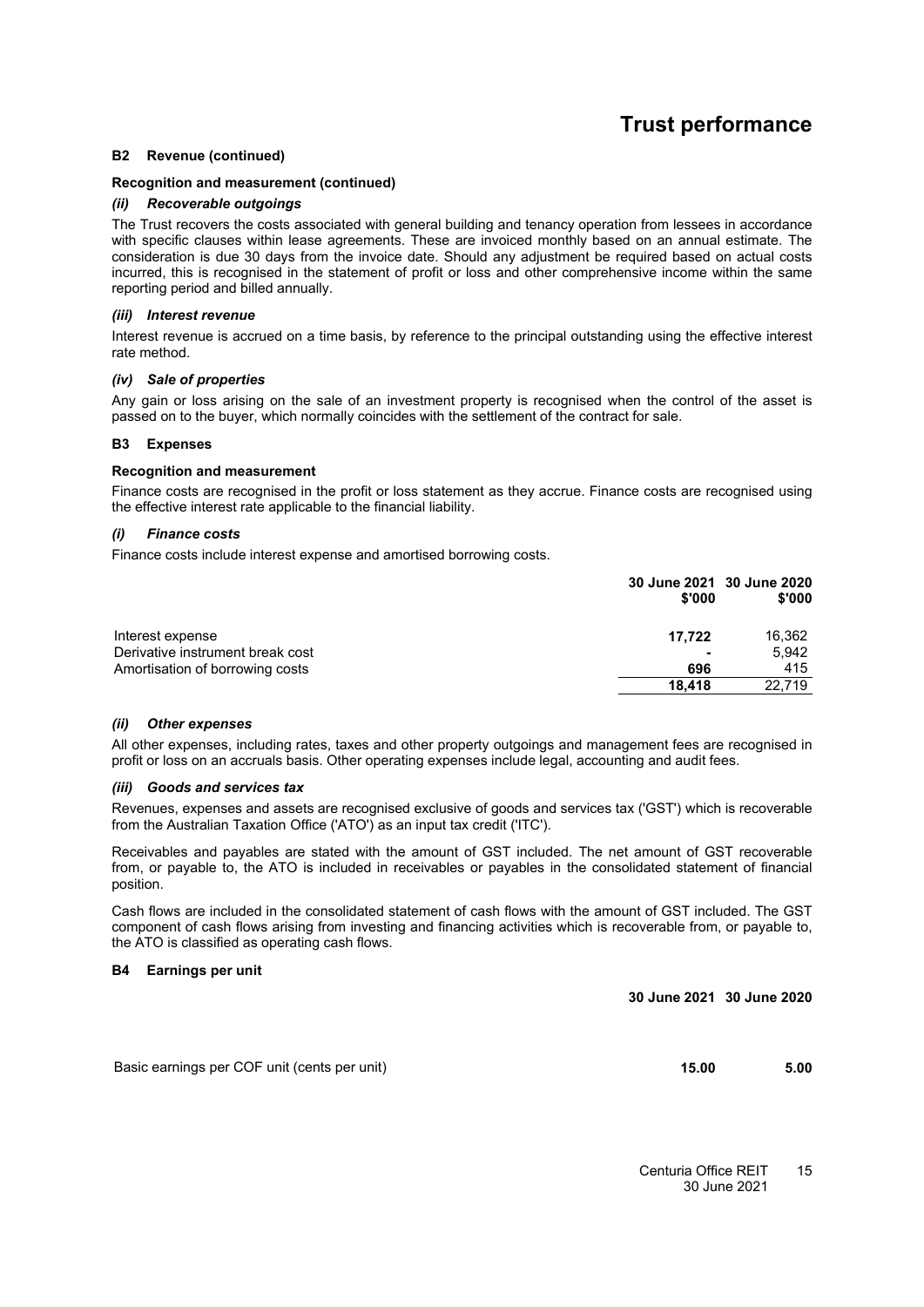# Trust performance

### B2 Revenue (continued)

**Recognition and measurement (continued)**

***(ii) Recoverable outgoings***

The Trust recovers the costs associated with general building and tenancy operation from lessees in accordance with specific clauses within lease agreements. These are invoiced monthly based on an annual estimate. The consideration is due 30 days from the invoice date. Should any adjustment be required based on actual costs incurred, this is recognised in the statement of profit or loss and other comprehensive income within the same reporting period and billed annually.

***(iii) Interest revenue***

Interest revenue is accrued on a time basis, by reference to the principal outstanding using the effective interest rate method.

***(iv) Sale of properties***

Any gain or loss arising on the sale of an investment property is recognised when the control of the asset is passed on to the buyer, which normally coincides with the settlement of the contract for sale.

### B3 Expenses

**Recognition and measurement**

Finance costs are recognised in the profit or loss statement as they accrue. Finance costs are recognised using the effective interest rate applicable to the financial liability.

***(i) Finance costs***

Finance costs include interest expense and amortised borrowing costs.

| | 30 June 2021 $'000 | 30 June 2020 $'000 |
|---|---|---|
| Interest expense | **17,722** | 16,362 |
| Derivative instrument break cost | **-** | 5,942 |
| Amortisation of borrowing costs | **696** | 415 |
| | **18,418** | 22,719 |

***(ii) Other expenses***

All other expenses, including rates, taxes and other property outgoings and management fees are recognised in profit or loss on an accruals basis. Other operating expenses include legal, accounting and audit fees.

***(iii) Goods and services tax***

Revenues, expenses and assets are recognised exclusive of goods and services tax ('GST') which is recoverable from the Australian Taxation Office ('ATO') as an input tax credit ('ITC').

Receivables and payables are stated with the amount of GST included. The net amount of GST recoverable from, or payable to, the ATO is included in receivables or payables in the consolidated statement of financial position.

Cash flows are included in the consolidated statement of cash flows with the amount of GST included. The GST component of cash flows arising from investing and financing activities which is recoverable from, or payable to, the ATO is classified as operating cash flows.

### B4 Earnings per unit

| | 30 June 2021 | 30 June 2020 |
|---|---|---|
| Basic earnings per COF unit (cents per unit) | **15.00** | 5.00 |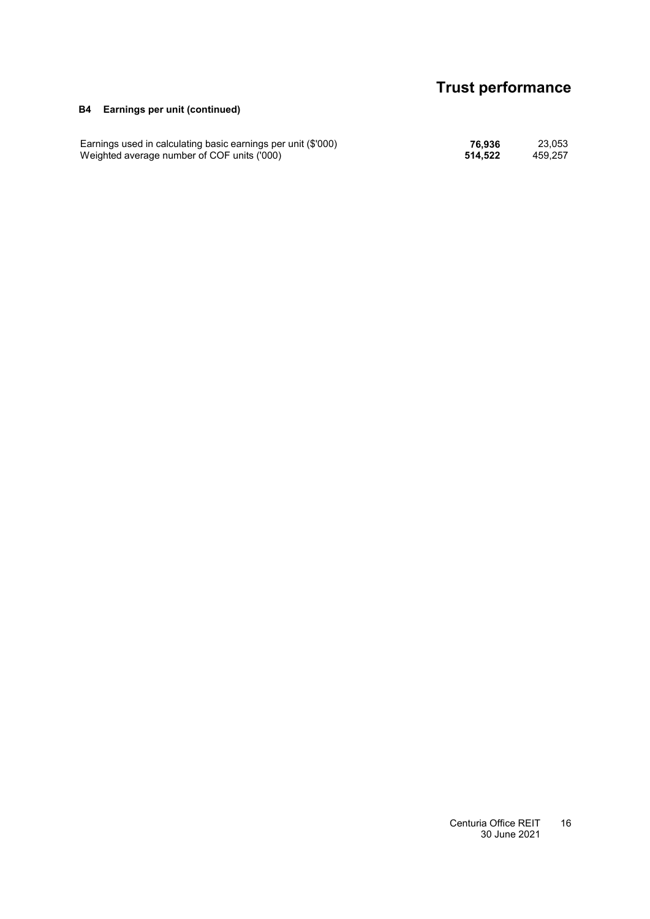# Trust performance

### B4 Earnings per unit (continued)

| | | |
|---|---|---|
| Earnings used in calculating basic earnings per unit ($'000) | **76,936** | 23,053 |
| Weighted average number of COF units ('000) | **514,522** | 459,257 |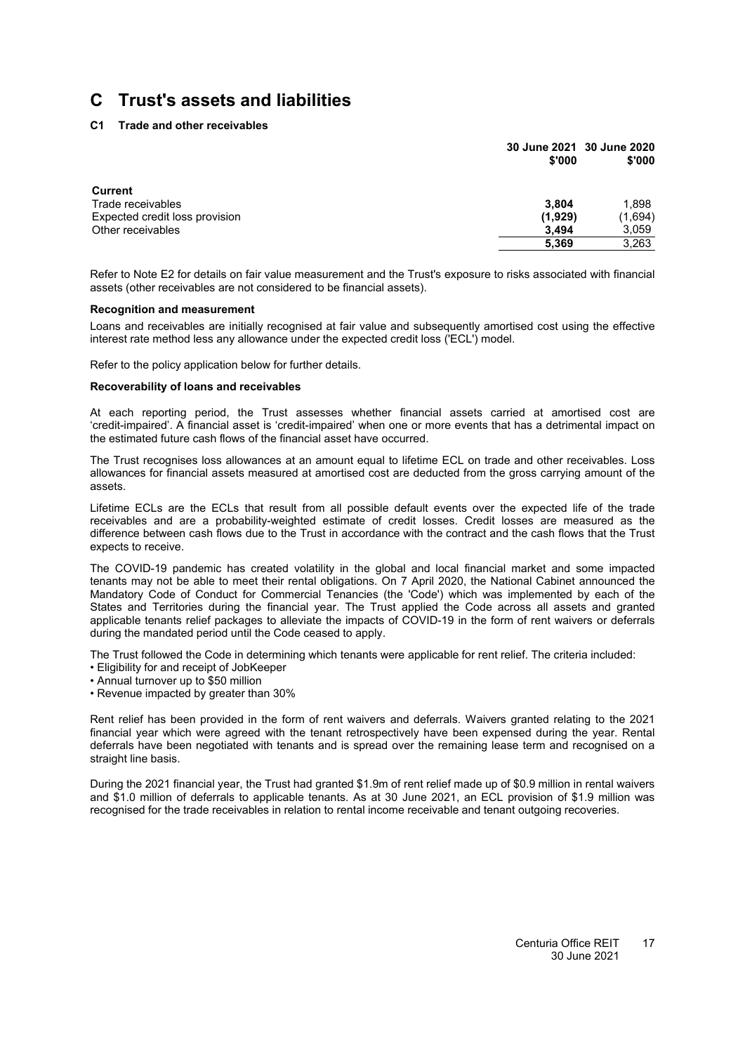# C Trust's assets and liabilities

## C1 Trade and other receivables

| | 30 June 2021 \$'000 | 30 June 2020 \$'000 |
|---|---|---|
| **Current** | | |
| Trade receivables | **3,804** | 1,898 |
| Expected credit loss provision | **(1,929)** | (1,694) |
| Other receivables | **3,494** | 3,059 |
| | **5,369** | 3,263 |

Refer to Note E2 for details on fair value measurement and the Trust's exposure to risks associated with financial assets (other receivables are not considered to be financial assets).

**Recognition and measurement**

Loans and receivables are initially recognised at fair value and subsequently amortised cost using the effective interest rate method less any allowance under the expected credit loss ('ECL') model.

Refer to the policy application below for further details.

**Recoverability of loans and receivables**

At each reporting period, the Trust assesses whether financial assets carried at amortised cost are 'credit-impaired'. A financial asset is 'credit-impaired' when one or more events that has a detrimental impact on the estimated future cash flows of the financial asset have occurred.

The Trust recognises loss allowances at an amount equal to lifetime ECL on trade and other receivables. Loss allowances for financial assets measured at amortised cost are deducted from the gross carrying amount of the assets.

Lifetime ECLs are the ECLs that result from all possible default events over the expected life of the trade receivables and are a probability-weighted estimate of credit losses. Credit losses are measured as the difference between cash flows due to the Trust in accordance with the contract and the cash flows that the Trust expects to receive.

The COVID-19 pandemic has created volatility in the global and local financial market and some impacted tenants may not be able to meet their rental obligations. On 7 April 2020, the National Cabinet announced the Mandatory Code of Conduct for Commercial Tenancies (the 'Code') which was implemented by each of the States and Territories during the financial year. The Trust applied the Code across all assets and granted applicable tenants relief packages to alleviate the impacts of COVID-19 in the form of rent waivers or deferrals during the mandated period until the Code ceased to apply.

The Trust followed the Code in determining which tenants were applicable for rent relief. The criteria included:

- Eligibility for and receipt of JobKeeper
- Annual turnover up to \$50 million
- Revenue impacted by greater than 30%

Rent relief has been provided in the form of rent waivers and deferrals. Waivers granted relating to the 2021 financial year which were agreed with the tenant retrospectively have been expensed during the year. Rental deferrals have been negotiated with tenants and is spread over the remaining lease term and recognised on a straight line basis.

During the 2021 financial year, the Trust had granted \$1.9m of rent relief made up of \$0.9 million in rental waivers and \$1.0 million of deferrals to applicable tenants. As at 30 June 2021, an ECL provision of \$1.9 million was recognised for the trade receivables in relation to rental income receivable and tenant outgoing recoveries.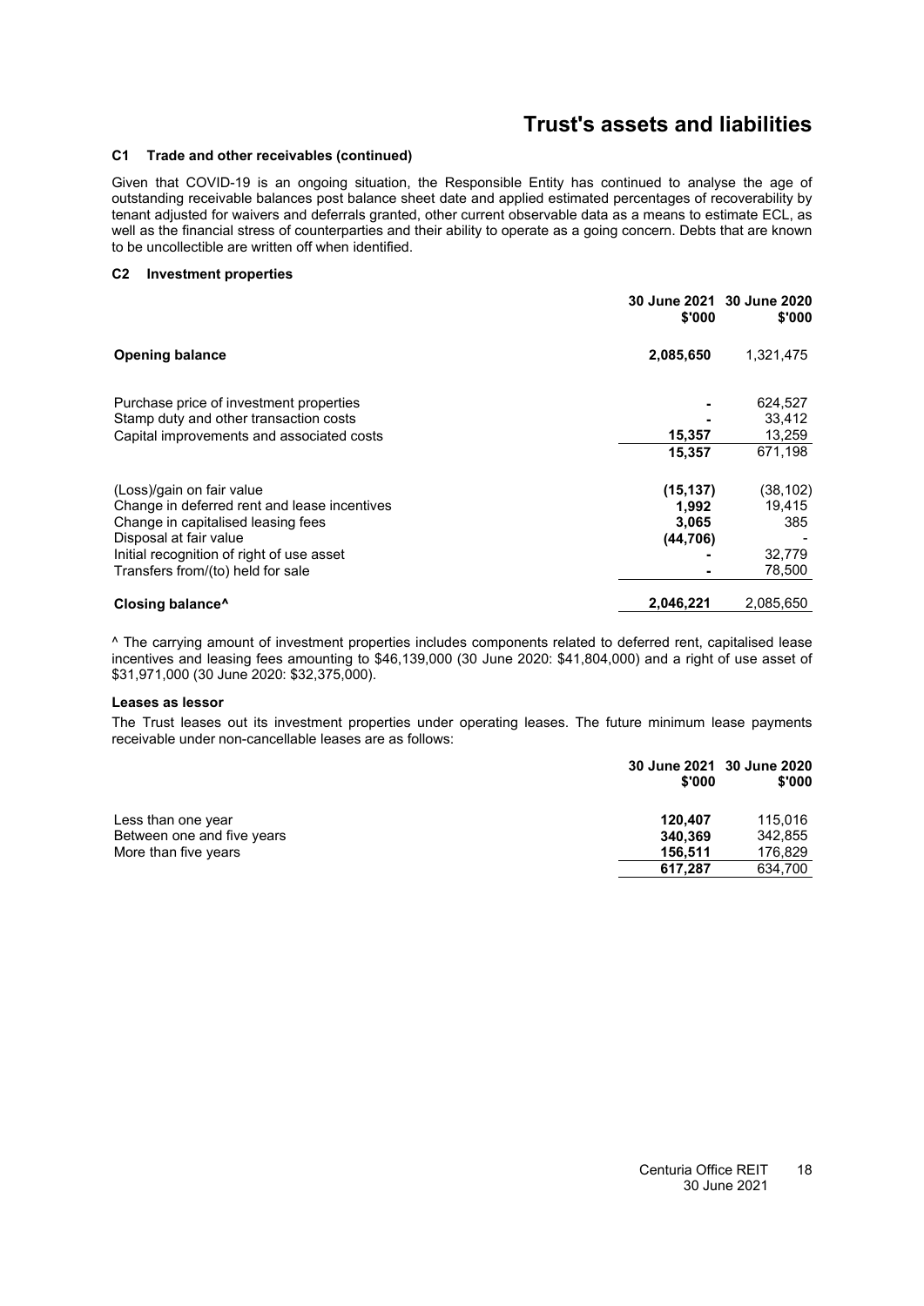# Trust's assets and liabilities

### C1 Trade and other receivables (continued)

Given that COVID-19 is an ongoing situation, the Responsible Entity has continued to analyse the age of outstanding receivable balances post balance sheet date and applied estimated percentages of recoverability by tenant adjusted for waivers and deferrals granted, other current observable data as a means to estimate ECL, as well as the financial stress of counterparties and their ability to operate as a going concern. Debts that are known to be uncollectible are written off when identified.

### C2 Investment properties

| | 30 June 2021 \$'000 | 30 June 2020 \$'000 |
|---|---|---|
| **Opening balance** | **2,085,650** | 1,321,475 |
| | | |
| Purchase price of investment properties | **-** | 624,527 |
| Stamp duty and other transaction costs | **-** | 33,412 |
| Capital improvements and associated costs | **15,357** | 13,259 |
| | **15,357** | 671,198 |
| | | |
| (Loss)/gain on fair value | **(15,137)** | (38,102) |
| Change in deferred rent and lease incentives | **1,992** | 19,415 |
| Change in capitalised leasing fees | **3,065** | 385 |
| Disposal at fair value | **(44,706)** | - |
| Initial recognition of right of use asset | **-** | 32,779 |
| Transfers from/(to) held for sale | **-** | 78,500 |
| | | |
| **Closing balance^** | **2,046,221** | 2,085,650 |

^ The carrying amount of investment properties includes components related to deferred rent, capitalised lease incentives and leasing fees amounting to \$46,139,000 (30 June 2020: \$41,804,000) and a right of use asset of \$31,971,000 (30 June 2020: \$32,375,000).

#### Leases as lessor

The Trust leases out its investment properties under operating leases. The future minimum lease payments receivable under non-cancellable leases are as follows:

| | 30 June 2021 \$'000 | 30 June 2020 \$'000 |
|---|---|---|
| Less than one year | **120,407** | 115,016 |
| Between one and five years | **340,369** | 342,855 |
| More than five years | **156,511** | 176,829 |
| | **617,287** | 634,700 |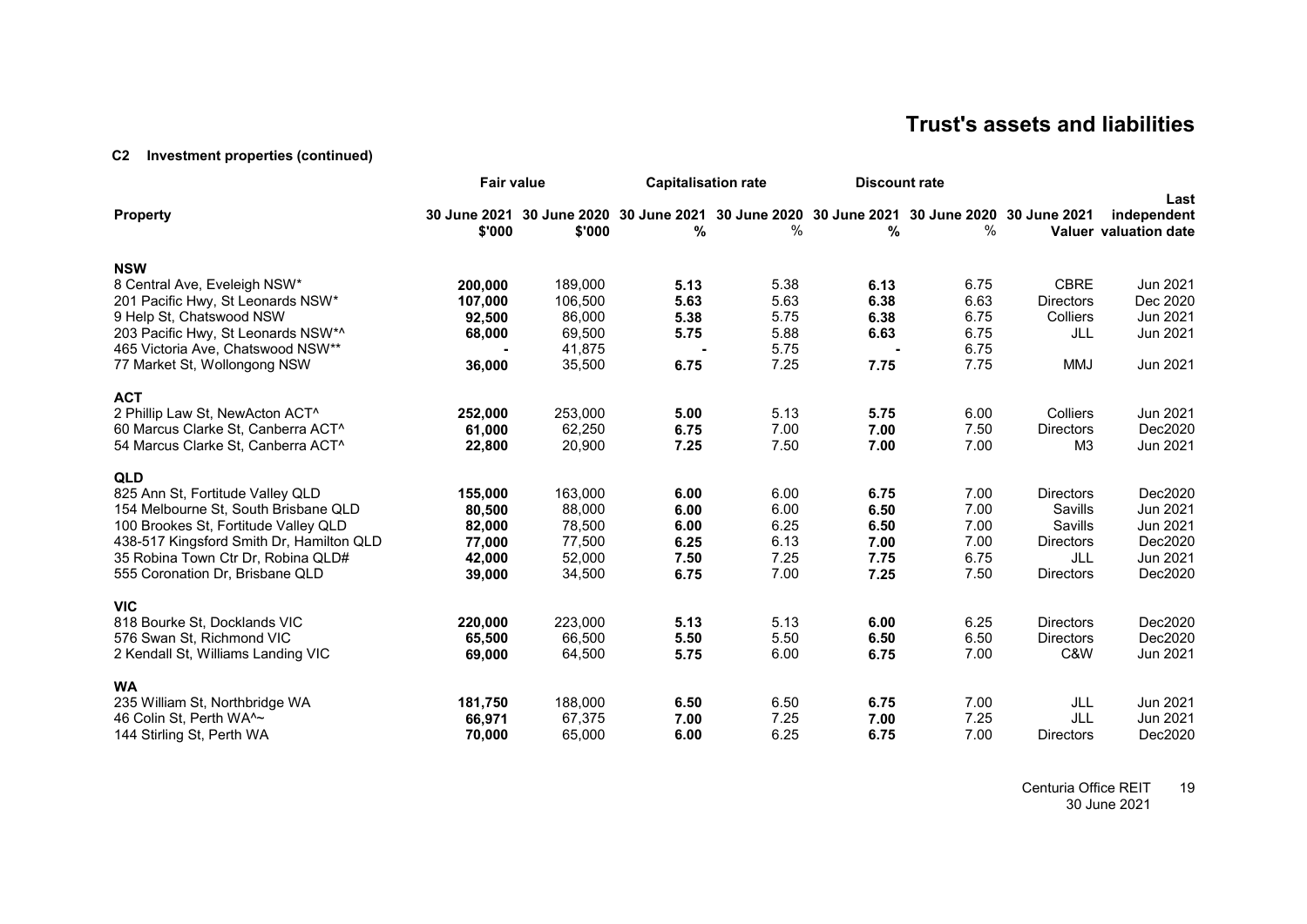# Trust's assets and liabilities

**C2 Investment properties (continued)**

| Property | Fair value | | Capitalisation rate | | Discount rate | | | |
|---|---|---|---|---|---|---|---|---|
| | 30 June 2021 $'000 | 30 June 2020 $'000 | 30 June 2021 % | 30 June 2020 % | 30 June 2021 % | 30 June 2020 % | 30 June 2021 Valuer | Last independent valuation date |
| **NSW** | | | | | | | | |
| 8 Central Ave, Eveleigh NSW* | **200,000** | 189,000 | **5.13** | 5.38 | **6.13** | 6.75 | CBRE | Jun 2021 |
| 201 Pacific Hwy, St Leonards NSW* | **107,000** | 106,500 | **5.63** | 5.63 | **6.38** | 6.63 | Directors | Dec 2020 |
| 9 Help St, Chatswood NSW | **92,500** | 86,000 | **5.38** | 5.75 | **6.38** | 6.75 | Colliers | Jun 2021 |
| 203 Pacific Hwy, St Leonards NSW*^ | **68,000** | 69,500 | **5.75** | 5.88 | **6.63** | 6.75 | JLL | Jun 2021 |
| 465 Victoria Ave, Chatswood NSW** | **-** | 41,875 | **-** | 5.75 | **-** | 6.75 | | |
| 77 Market St, Wollongong NSW | **36,000** | 35,500 | **6.75** | 7.25 | **7.75** | 7.75 | MMJ | Jun 2021 |
| **ACT** | | | | | | | | |
| 2 Phillip Law St, NewActon ACT^ | **252,000** | 253,000 | **5.00** | 5.13 | **5.75** | 6.00 | Colliers | Jun 2021 |
| 60 Marcus Clarke St, Canberra ACT^ | **61,000** | 62,250 | **6.75** | 7.00 | **7.00** | 7.50 | Directors | Dec2020 |
| 54 Marcus Clarke St, Canberra ACT^ | **22,800** | 20,900 | **7.25** | 7.50 | **7.00** | 7.00 | M3 | Jun 2021 |
| **QLD** | | | | | | | | |
| 825 Ann St, Fortitude Valley QLD | **155,000** | 163,000 | **6.00** | 6.00 | **6.75** | 7.00 | Directors | Dec2020 |
| 154 Melbourne St, South Brisbane QLD | **80,500** | 88,000 | **6.00** | 6.00 | **6.50** | 7.00 | Savills | Jun 2021 |
| 100 Brookes St, Fortitude Valley QLD | **82,000** | 78,500 | **6.00** | 6.25 | **6.50** | 7.00 | Savills | Jun 2021 |
| 438-517 Kingsford Smith Dr, Hamilton QLD | **77,000** | 77,500 | **6.25** | 6.13 | **7.00** | 7.00 | Directors | Dec2020 |
| 35 Robina Town Ctr Dr, Robina QLD# | **42,000** | 52,000 | **7.50** | 7.25 | **7.75** | 6.75 | JLL | Jun 2021 |
| 555 Coronation Dr, Brisbane QLD | **39,000** | 34,500 | **6.75** | 7.00 | **7.25** | 7.50 | Directors | Dec2020 |
| **VIC** | | | | | | | | |
| 818 Bourke St, Docklands VIC | **220,000** | 223,000 | **5.13** | 5.13 | **6.00** | 6.25 | Directors | Dec2020 |
| 576 Swan St, Richmond VIC | **65,500** | 66,500 | **5.50** | 5.50 | **6.50** | 6.50 | Directors | Dec2020 |
| 2 Kendall St, Williams Landing VIC | **69,000** | 64,500 | **5.75** | 6.00 | **6.75** | 7.00 | C&W | Jun 2021 |
| **WA** | | | | | | | | |
| 235 William St, Northbridge WA | **181,750** | 188,000 | **6.50** | 6.50 | **6.75** | 7.00 | JLL | Jun 2021 |
| 46 Colin St, Perth WA^~ | **66,971** | 67,375 | **7.00** | 7.25 | **7.00** | 7.25 | JLL | Jun 2021 |
| 144 Stirling St, Perth WA | **70,000** | 65,000 | **6.00** | 6.25 | **6.75** | 7.00 | Directors | Dec2020 |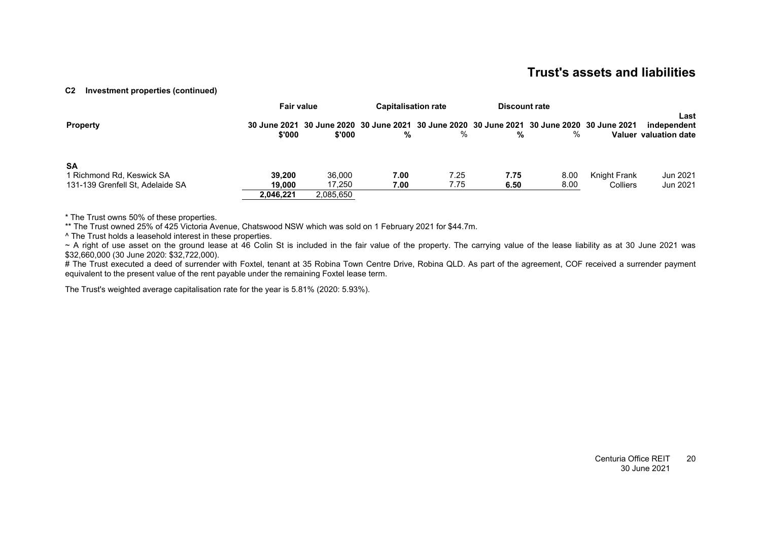## Trust's assets and liabilities

**C2 Investment properties (continued)**

| Property | Fair value | | Capitalisation rate | | Discount rate | | | Last |
|---|---|---|---|---|---|---|---|---|
| | 30 June 2021 $'000 | 30 June 2020 $'000 | 30 June 2021 % | 30 June 2020 % | 30 June 2021 % | 30 June 2020 % | 30 June 2021 Valuer | independent valuation date |
| **SA** | | | | | | | | |
| 1 Richmond Rd, Keswick SA | **39,200** | 36,000 | **7.00** | 7.25 | **7.75** | 8.00 | Knight Frank | Jun 2021 |
| 131-139 Grenfell St, Adelaide SA | **19,000** | 17,250 | **7.00** | 7.75 | **6.50** | 8.00 | Colliers | Jun 2021 |
| | **2,046,221** | 2,085,650 | | | | | | |

* The Trust owns 50% of these properties.

** The Trust owned 25% of 425 Victoria Avenue, Chatswood NSW which was sold on 1 February 2021 for $44.7m.

^ The Trust holds a leasehold interest in these properties.

~ A right of use asset on the ground lease at 46 Colin St is included in the fair value of the property. The carrying value of the lease liability as at 30 June 2021 was $32,660,000 (30 June 2020: $32,722,000).

# The Trust executed a deed of surrender with Foxtel, tenant at 35 Robina Town Centre Drive, Robina QLD. As part of the agreement, COF received a surrender payment equivalent to the present value of the rent payable under the remaining Foxtel lease term.

The Trust's weighted average capitalisation rate for the year is 5.81% (2020: 5.93%).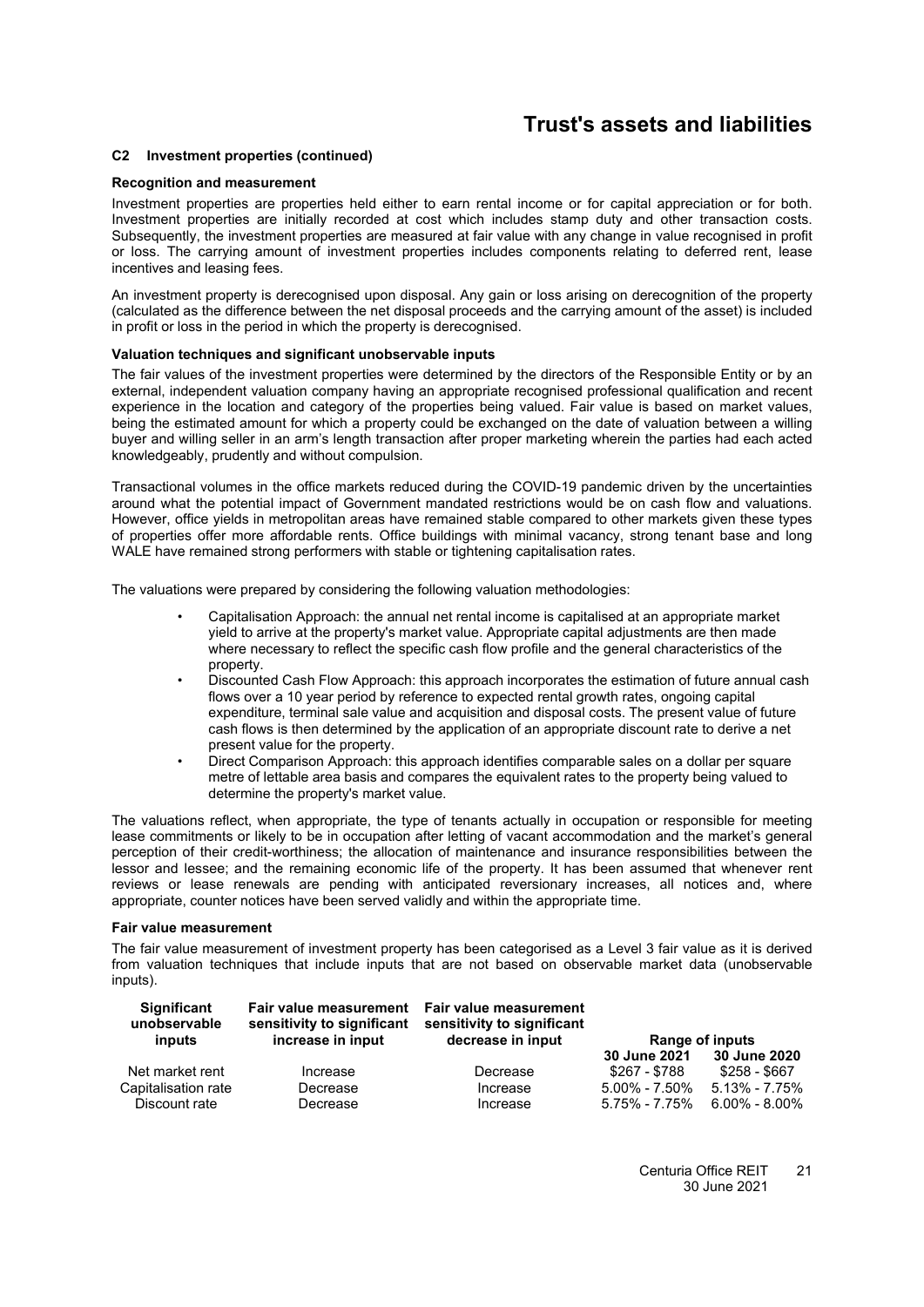# Trust's assets and liabilities

### C2 Investment properties (continued)

**Recognition and measurement**

Investment properties are properties held either to earn rental income or for capital appreciation or for both. Investment properties are initially recorded at cost which includes stamp duty and other transaction costs. Subsequently, the investment properties are measured at fair value with any change in value recognised in profit or loss. The carrying amount of investment properties includes components relating to deferred rent, lease incentives and leasing fees.

An investment property is derecognised upon disposal. Any gain or loss arising on derecognition of the property (calculated as the difference between the net disposal proceeds and the carrying amount of the asset) is included in profit or loss in the period in which the property is derecognised.

**Valuation techniques and significant unobservable inputs**

The fair values of the investment properties were determined by the directors of the Responsible Entity or by an external, independent valuation company having an appropriate recognised professional qualification and recent experience in the location and category of the properties being valued. Fair value is based on market values, being the estimated amount for which a property could be exchanged on the date of valuation between a willing buyer and willing seller in an arm's length transaction after proper marketing wherein the parties had each acted knowledgeably, prudently and without compulsion.

Transactional volumes in the office markets reduced during the COVID-19 pandemic driven by the uncertainties around what the potential impact of Government mandated restrictions would be on cash flow and valuations. However, office yields in metropolitan areas have remained stable compared to other markets given these types of properties offer more affordable rents. Office buildings with minimal vacancy, strong tenant base and long WALE have remained strong performers with stable or tightening capitalisation rates.

The valuations were prepared by considering the following valuation methodologies:

- Capitalisation Approach: the annual net rental income is capitalised at an appropriate market yield to arrive at the property's market value. Appropriate capital adjustments are then made where necessary to reflect the specific cash flow profile and the general characteristics of the property.
- Discounted Cash Flow Approach: this approach incorporates the estimation of future annual cash flows over a 10 year period by reference to expected rental growth rates, ongoing capital expenditure, terminal sale value and acquisition and disposal costs. The present value of future cash flows is then determined by the application of an appropriate discount rate to derive a net present value for the property.
- Direct Comparison Approach: this approach identifies comparable sales on a dollar per square metre of lettable area basis and compares the equivalent rates to the property being valued to determine the property's market value.

The valuations reflect, when appropriate, the type of tenants actually in occupation or responsible for meeting lease commitments or likely to be in occupation after letting of vacant accommodation and the market's general perception of their credit-worthiness; the allocation of maintenance and insurance responsibilities between the lessor and lessee; and the remaining economic life of the property. It has been assumed that whenever rent reviews or lease renewals are pending with anticipated reversionary increases, all notices and, where appropriate, counter notices have been served validly and within the appropriate time.

**Fair value measurement**

The fair value measurement of investment property has been categorised as a Level 3 fair value as it is derived from valuation techniques that include inputs that are not based on observable market data (unobservable inputs).

| Significant unobservable inputs | Fair value measurement sensitivity to significant increase in input | Fair value measurement sensitivity to significant decrease in input | Range of inputs 30 June 2021 | Range of inputs 30 June 2020 |
|---|---|---|---|---|
| Net market rent | Increase | Decrease | $267 - $788 | $258 - $667 |
| Capitalisation rate | Decrease | Increase | 5.00% - 7.50% | 5.13% - 7.75% |
| Discount rate | Decrease | Increase | 5.75% - 7.75% | 6.00% - 8.00% |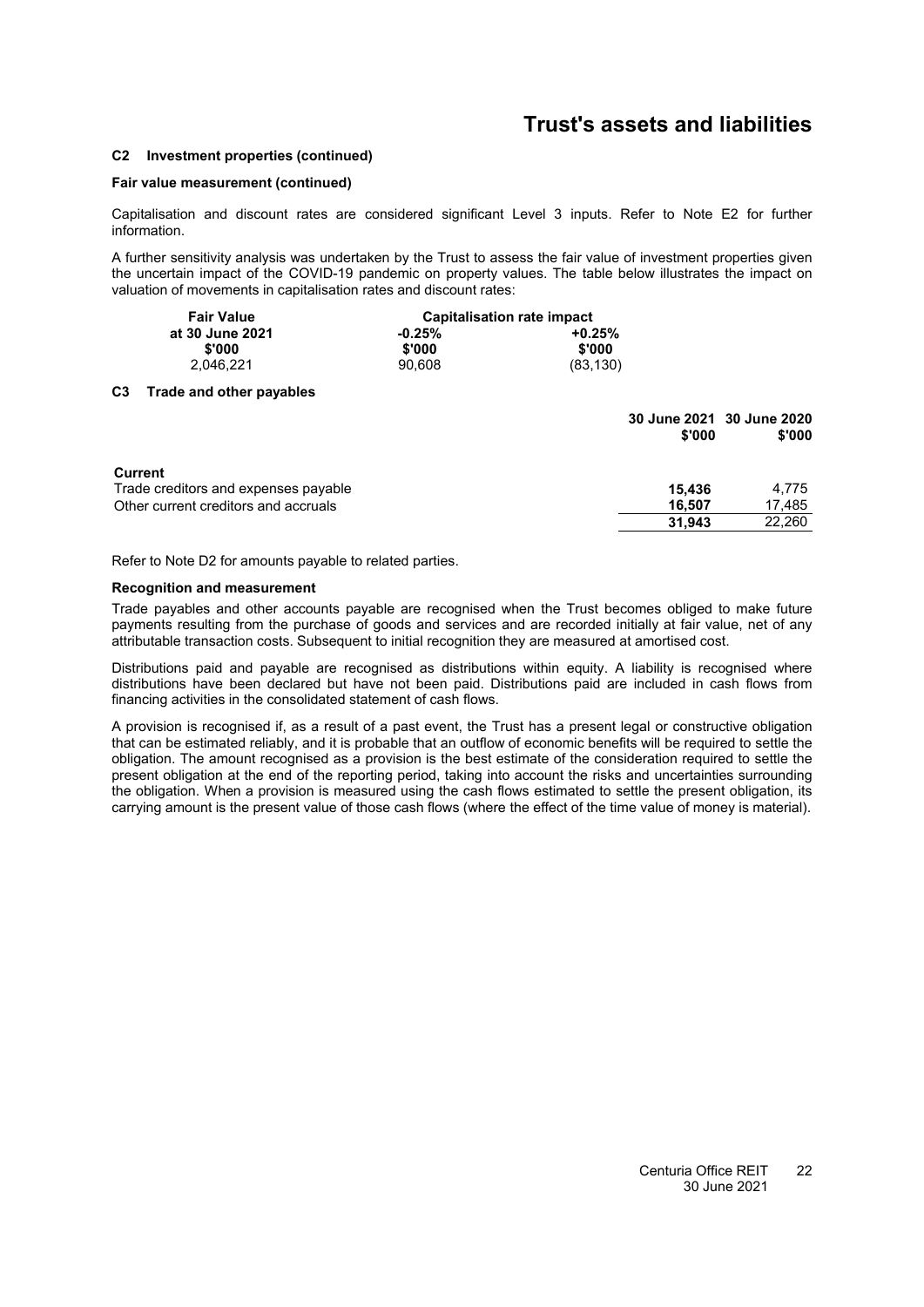# Trust's assets and liabilities

**C2 Investment properties (continued)**

**Fair value measurement (continued)**

Capitalisation and discount rates are considered significant Level 3 inputs. Refer to Note E2 for further information.

A further sensitivity analysis was undertaken by the Trust to assess the fair value of investment properties given the uncertain impact of the COVID-19 pandemic on property values. The table below illustrates the impact on valuation of movements in capitalisation rates and discount rates:

| Fair Value at 30 June 2021 \$'000 | Capitalisation rate impact -0.25% \$'000 | +0.25% \$'000 |
|---|---|---|
| 2,046,221 | 90,608 | (83,130) |

**C3 Trade and other payables**

| | 30 June 2021 \$'000 | 30 June 2020 \$'000 |
|---|---|---|
| **Current** | | |
| Trade creditors and expenses payable | **15,436** | 4,775 |
| Other current creditors and accruals | **16,507** | 17,485 |
| | **31,943** | 22,260 |

Refer to Note D2 for amounts payable to related parties.

**Recognition and measurement**

Trade payables and other accounts payable are recognised when the Trust becomes obliged to make future payments resulting from the purchase of goods and services and are recorded initially at fair value, net of any attributable transaction costs. Subsequent to initial recognition they are measured at amortised cost.

Distributions paid and payable are recognised as distributions within equity. A liability is recognised where distributions have been declared but have not been paid. Distributions paid are included in cash flows from financing activities in the consolidated statement of cash flows.

A provision is recognised if, as a result of a past event, the Trust has a present legal or constructive obligation that can be estimated reliably, and it is probable that an outflow of economic benefits will be required to settle the obligation. The amount recognised as a provision is the best estimate of the consideration required to settle the present obligation at the end of the reporting period, taking into account the risks and uncertainties surrounding the obligation. When a provision is measured using the cash flows estimated to settle the present obligation, its carrying amount is the present value of those cash flows (where the effect of the time value of money is material).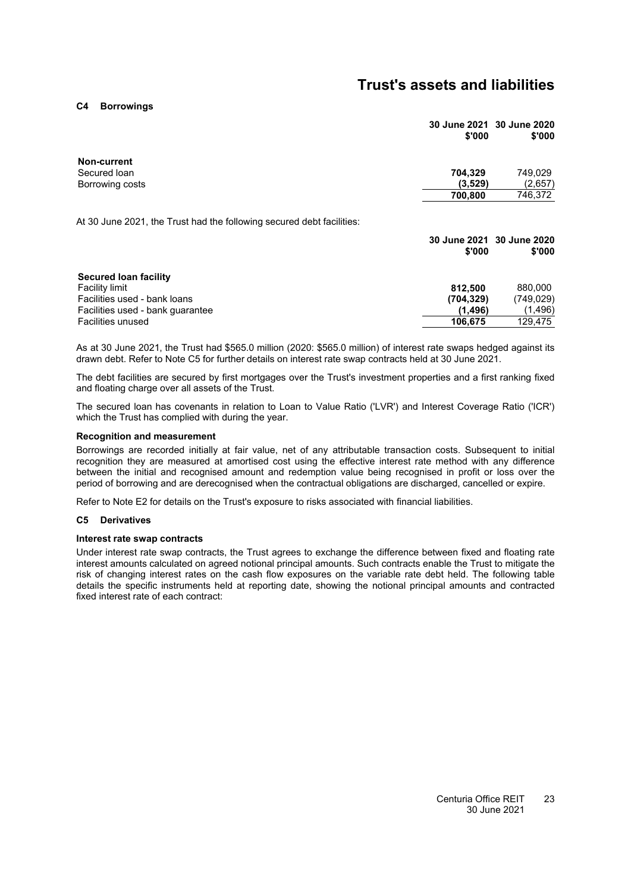# Trust's assets and liabilities

## C4 Borrowings

| | 30 June 2021 $'000 | 30 June 2020 $'000 |
|---|---|---|
| **Non-current** | | |
| Secured loan | **704,329** | 749,029 |
| Borrowing costs | **(3,529)** | (2,657) |
| | **700,800** | 746,372 |

At 30 June 2021, the Trust had the following secured debt facilities:

| | 30 June 2021 $'000 | 30 June 2020 $'000 |
|---|---|---|
| **Secured loan facility** | | |
| Facility limit | **812,500** | 880,000 |
| Facilities used - bank loans | **(704,329)** | (749,029) |
| Facilities used - bank guarantee | **(1,496)** | (1,496) |
| Facilities unused | **106,675** | 129,475 |

As at 30 June 2021, the Trust had $565.0 million (2020: $565.0 million) of interest rate swaps hedged against its drawn debt. Refer to Note C5 for further details on interest rate swap contracts held at 30 June 2021.

The debt facilities are secured by first mortgages over the Trust's investment properties and a first ranking fixed and floating charge over all assets of the Trust.

The secured loan has covenants in relation to Loan to Value Ratio ('LVR') and Interest Coverage Ratio ('ICR') which the Trust has complied with during the year.

### Recognition and measurement

Borrowings are recorded initially at fair value, net of any attributable transaction costs. Subsequent to initial recognition they are measured at amortised cost using the effective interest rate method with any difference between the initial and recognised amount and redemption value being recognised in profit or loss over the period of borrowing and are derecognised when the contractual obligations are discharged, cancelled or expire.

Refer to Note E2 for details on the Trust's exposure to risks associated with financial liabilities.

## C5 Derivatives

### Interest rate swap contracts

Under interest rate swap contracts, the Trust agrees to exchange the difference between fixed and floating rate interest amounts calculated on agreed notional principal amounts. Such contracts enable the Trust to mitigate the risk of changing interest rates on the cash flow exposures on the variable rate debt held. The following table details the specific instruments held at reporting date, showing the notional principal amounts and contracted fixed interest rate of each contract: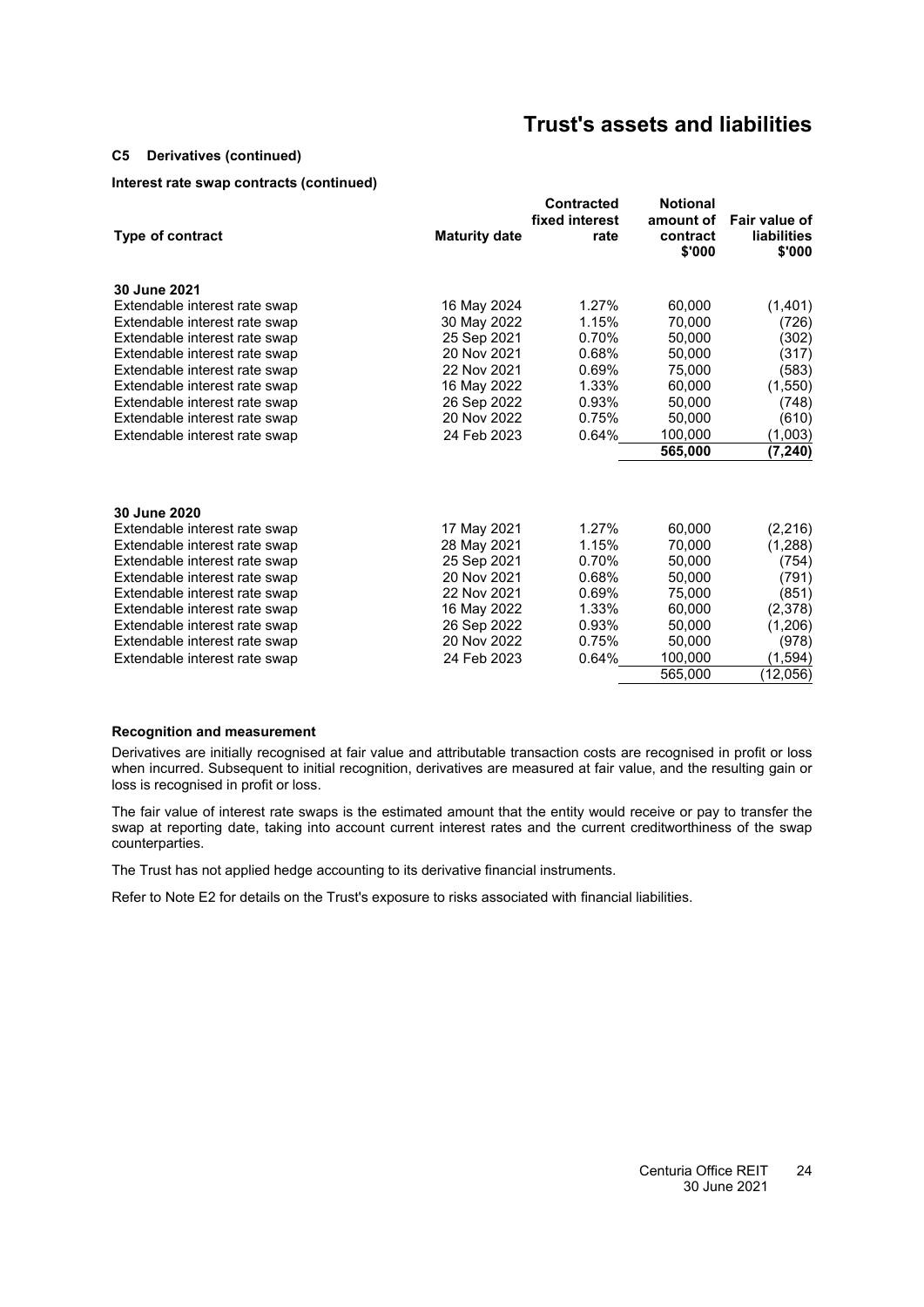# Trust's assets and liabilities

### C5 Derivatives (continued)

**Interest rate swap contracts (continued)**

| Type of contract | Maturity date | Contracted fixed interest rate | Notional amount of contract $'000 | Fair value of liabilities $'000 |
|---|---|---|---|---|
| **30 June 2021** | | | | |
| Extendable interest rate swap | 16 May 2024 | 1.27% | 60,000 | (1,401) |
| Extendable interest rate swap | 30 May 2022 | 1.15% | 70,000 | (726) |
| Extendable interest rate swap | 25 Sep 2021 | 0.70% | 50,000 | (302) |
| Extendable interest rate swap | 20 Nov 2021 | 0.68% | 50,000 | (317) |
| Extendable interest rate swap | 22 Nov 2021 | 0.69% | 75,000 | (583) |
| Extendable interest rate swap | 16 May 2022 | 1.33% | 60,000 | (1,550) |
| Extendable interest rate swap | 26 Sep 2022 | 0.93% | 50,000 | (748) |
| Extendable interest rate swap | 20 Nov 2022 | 0.75% | 50,000 | (610) |
| Extendable interest rate swap | 24 Feb 2023 | 0.64% | 100,000 | (1,003) |
| | | | **565,000** | **(7,240)** |
| **30 June 2020** | | | | |
| Extendable interest rate swap | 17 May 2021 | 1.27% | 60,000 | (2,216) |
| Extendable interest rate swap | 28 May 2021 | 1.15% | 70,000 | (1,288) |
| Extendable interest rate swap | 25 Sep 2021 | 0.70% | 50,000 | (754) |
| Extendable interest rate swap | 20 Nov 2021 | 0.68% | 50,000 | (791) |
| Extendable interest rate swap | 22 Nov 2021 | 0.69% | 75,000 | (851) |
| Extendable interest rate swap | 16 May 2022 | 1.33% | 60,000 | (2,378) |
| Extendable interest rate swap | 26 Sep 2022 | 0.93% | 50,000 | (1,206) |
| Extendable interest rate swap | 20 Nov 2022 | 0.75% | 50,000 | (978) |
| Extendable interest rate swap | 24 Feb 2023 | 0.64% | 100,000 | (1,594) |
| | | | 565,000 | (12,056) |

**Recognition and measurement**

Derivatives are initially recognised at fair value and attributable transaction costs are recognised in profit or loss when incurred. Subsequent to initial recognition, derivatives are measured at fair value, and the resulting gain or loss is recognised in profit or loss.

The fair value of interest rate swaps is the estimated amount that the entity would receive or pay to transfer the swap at reporting date, taking into account current interest rates and the current creditworthiness of the swap counterparties.

The Trust has not applied hedge accounting to its derivative financial instruments.

Refer to Note E2 for details on the Trust's exposure to risks associated with financial liabilities.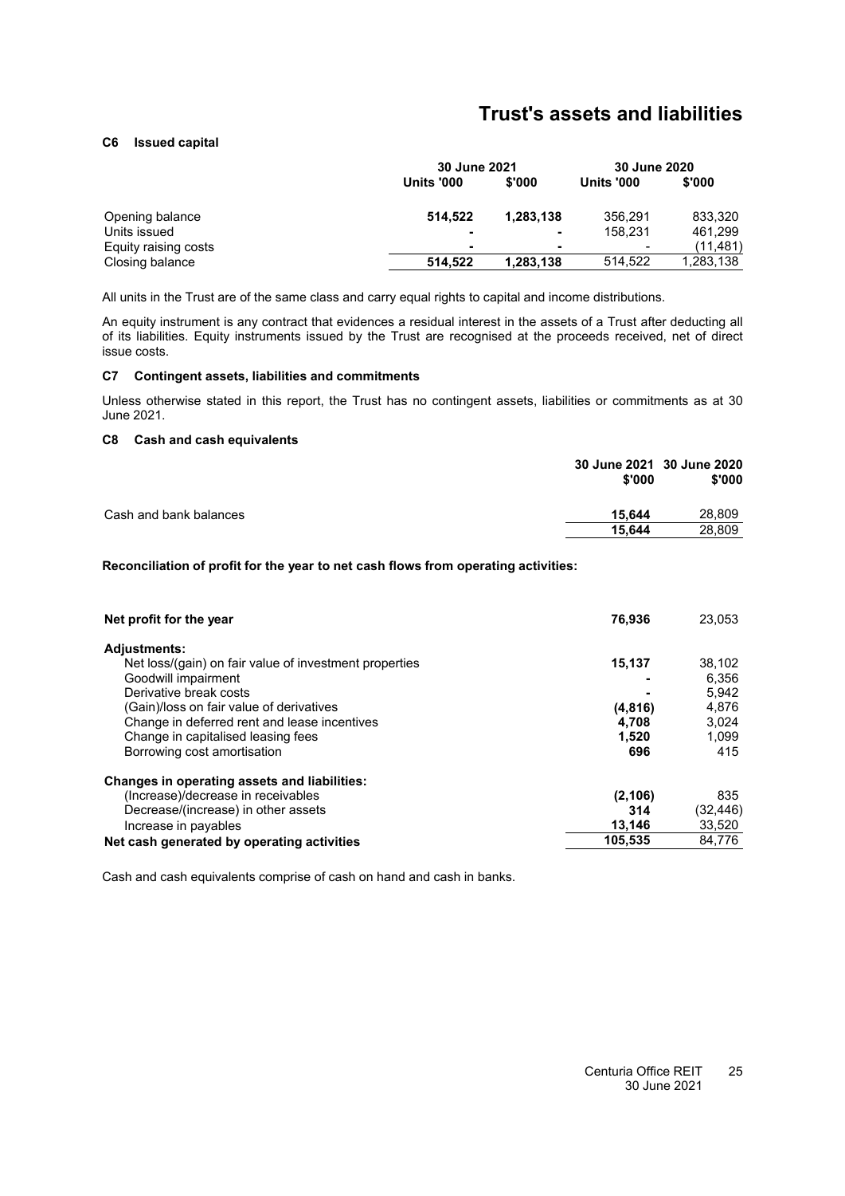# Trust's assets and liabilities

### C6 Issued capital

| | 30 June 2021 | | 30 June 2020 | |
|---|---|---|---|---|
| | **Units '000** | **$'000** | **Units '000** | **$'000** |
| Opening balance | **514,522** | **1,283,138** | 356,291 | 833,320 |
| Units issued | **-** | **-** | 158,231 | 461,299 |
| Equity raising costs | **-** | **-** | - | (11,481) |
| Closing balance | **514,522** | **1,283,138** | 514,522 | 1,283,138 |

All units in the Trust are of the same class and carry equal rights to capital and income distributions.

An equity instrument is any contract that evidences a residual interest in the assets of a Trust after deducting all of its liabilities. Equity instruments issued by the Trust are recognised at the proceeds received, net of direct issue costs.

### C7 Contingent assets, liabilities and commitments

Unless otherwise stated in this report, the Trust has no contingent assets, liabilities or commitments as at 30 June 2021.

### C8 Cash and cash equivalents

| | 30 June 2021 $'000 | 30 June 2020 $'000 |
|---|---|---|
| Cash and bank balances | **15,644** | 28,809 |
| | **15,644** | 28,809 |

**Reconciliation of profit for the year to net cash flows from operating activities:**

| | | |
|---|---|---|
| **Net profit for the year** | **76,936** | 23,053 |
| **Adjustments:** | | |
| Net loss/(gain) on fair value of investment properties | **15,137** | 38,102 |
| Goodwill impairment | **-** | 6,356 |
| Derivative break costs | **-** | 5,942 |
| (Gain)/loss on fair value of derivatives | **(4,816)** | 4,876 |
| Change in deferred rent and lease incentives | **4,708** | 3,024 |
| Change in capitalised leasing fees | **1,520** | 1,099 |
| Borrowing cost amortisation | **696** | 415 |
| **Changes in operating assets and liabilities:** | | |
| (Increase)/decrease in receivables | **(2,106)** | 835 |
| Decrease/(increase) in other assets | **314** | (32,446) |
| Increase in payables | **13,146** | 33,520 |
| **Net cash generated by operating activities** | **105,535** | 84,776 |

Cash and cash equivalents comprise of cash on hand and cash in banks.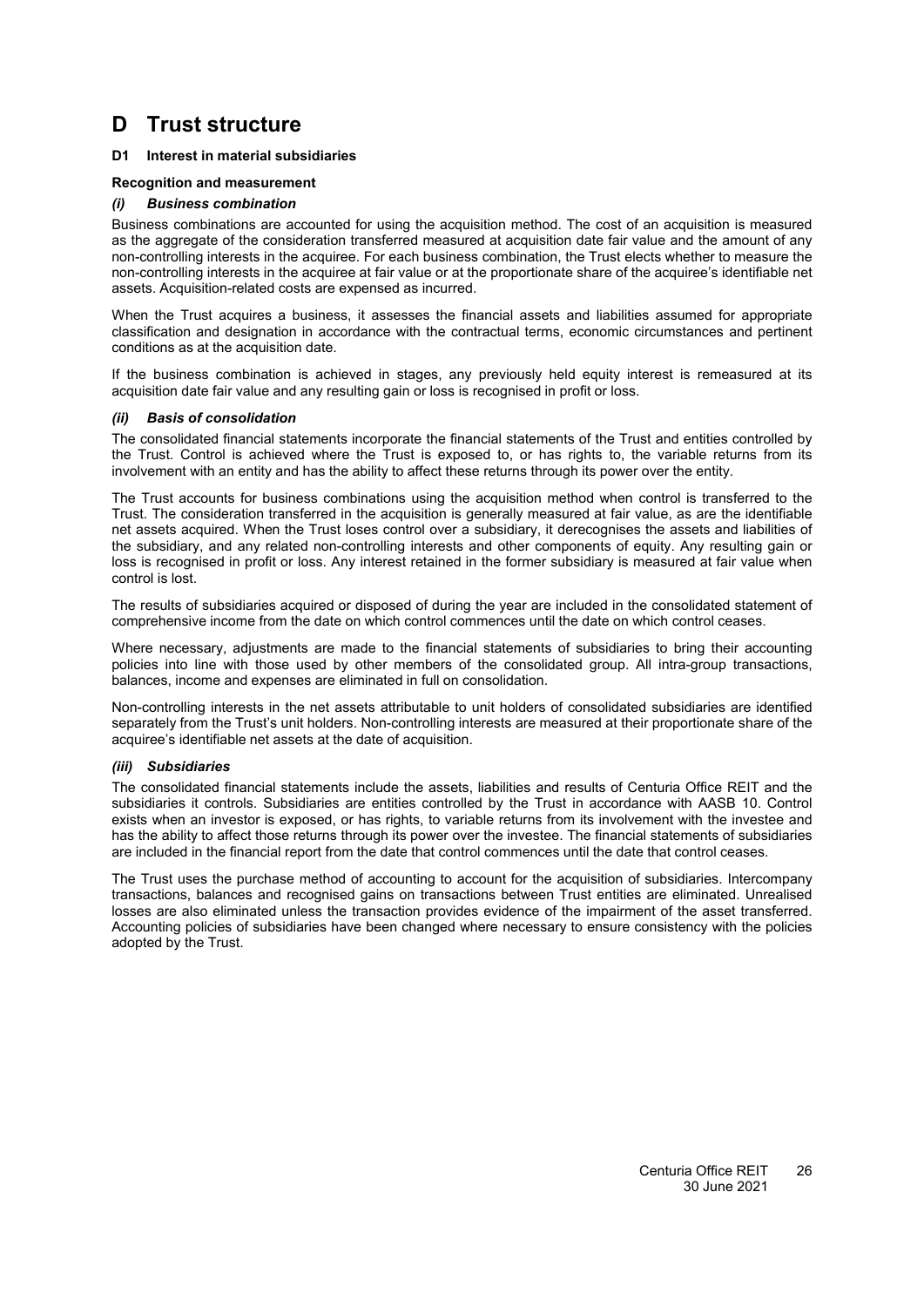# D Trust structure

### D1 Interest in material subsidiaries

#### Recognition and measurement

#### *(i) Business combination*

Business combinations are accounted for using the acquisition method. The cost of an acquisition is measured as the aggregate of the consideration transferred measured at acquisition date fair value and the amount of any non-controlling interests in the acquiree. For each business combination, the Trust elects whether to measure the non-controlling interests in the acquiree at fair value or at the proportionate share of the acquiree's identifiable net assets. Acquisition-related costs are expensed as incurred.

When the Trust acquires a business, it assesses the financial assets and liabilities assumed for appropriate classification and designation in accordance with the contractual terms, economic circumstances and pertinent conditions as at the acquisition date.

If the business combination is achieved in stages, any previously held equity interest is remeasured at its acquisition date fair value and any resulting gain or loss is recognised in profit or loss.

#### *(ii) Basis of consolidation*

The consolidated financial statements incorporate the financial statements of the Trust and entities controlled by the Trust. Control is achieved where the Trust is exposed to, or has rights to, the variable returns from its involvement with an entity and has the ability to affect these returns through its power over the entity.

The Trust accounts for business combinations using the acquisition method when control is transferred to the Trust. The consideration transferred in the acquisition is generally measured at fair value, as are the identifiable net assets acquired. When the Trust loses control over a subsidiary, it derecognises the assets and liabilities of the subsidiary, and any related non-controlling interests and other components of equity. Any resulting gain or loss is recognised in profit or loss. Any interest retained in the former subsidiary is measured at fair value when control is lost.

The results of subsidiaries acquired or disposed of during the year are included in the consolidated statement of comprehensive income from the date on which control commences until the date on which control ceases.

Where necessary, adjustments are made to the financial statements of subsidiaries to bring their accounting policies into line with those used by other members of the consolidated group. All intra-group transactions, balances, income and expenses are eliminated in full on consolidation.

Non-controlling interests in the net assets attributable to unit holders of consolidated subsidiaries are identified separately from the Trust's unit holders. Non-controlling interests are measured at their proportionate share of the acquiree's identifiable net assets at the date of acquisition.

#### *(iii) Subsidiaries*

The consolidated financial statements include the assets, liabilities and results of Centuria Office REIT and the subsidiaries it controls. Subsidiaries are entities controlled by the Trust in accordance with AASB 10. Control exists when an investor is exposed, or has rights, to variable returns from its involvement with the investee and has the ability to affect those returns through its power over the investee. The financial statements of subsidiaries are included in the financial report from the date that control commences until the date that control ceases.

The Trust uses the purchase method of accounting to account for the acquisition of subsidiaries. Intercompany transactions, balances and recognised gains on transactions between Trust entities are eliminated. Unrealised losses are also eliminated unless the transaction provides evidence of the impairment of the asset transferred. Accounting policies of subsidiaries have been changed where necessary to ensure consistency with the policies adopted by the Trust.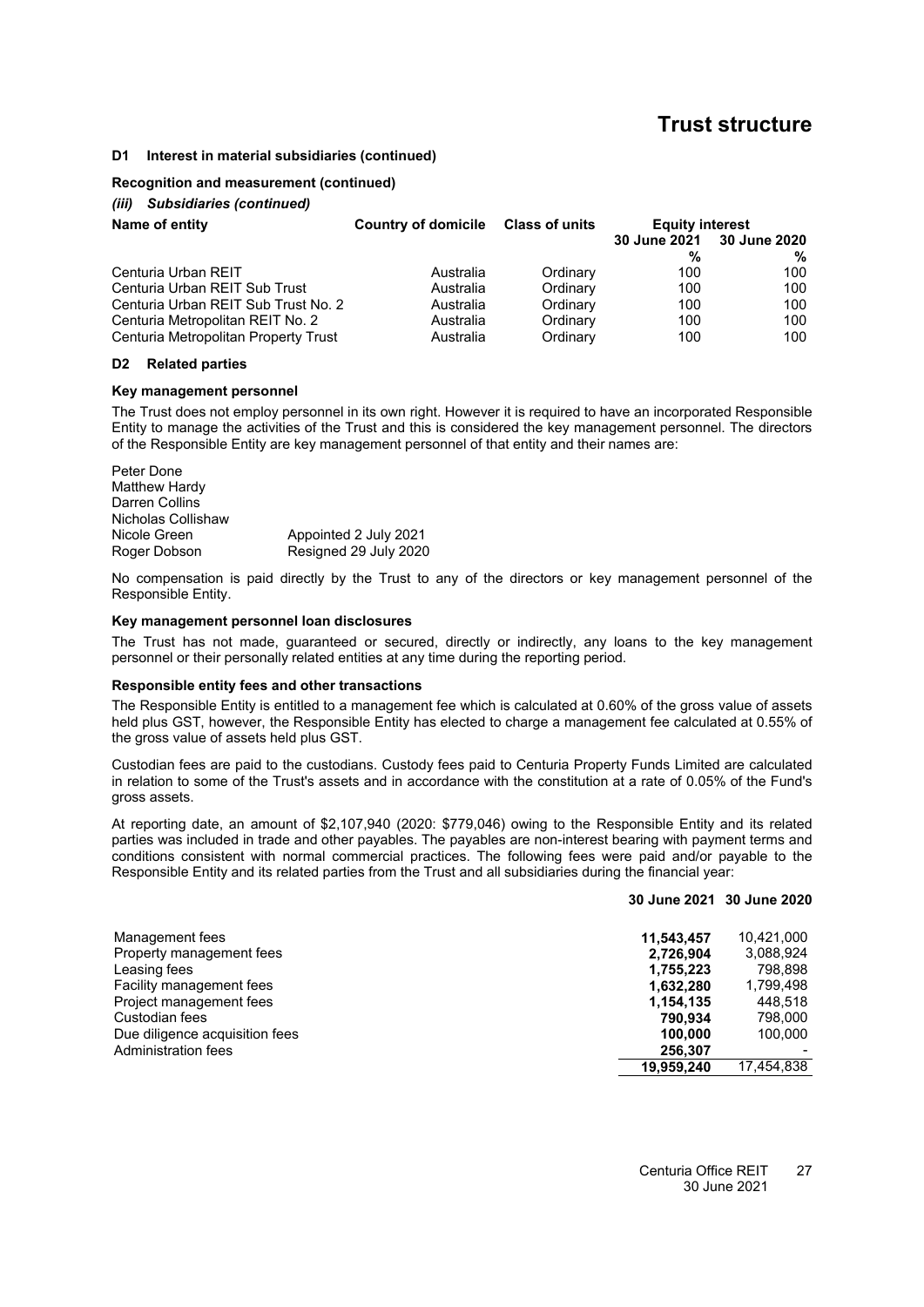## D1 Interest in material subsidiaries (continued)

**Recognition and measurement (continued)**

***(iii) Subsidiaries (continued)***

| Name of entity | Country of domicile | Class of units | Equity interest | |
|---|---|---|---|---|
| | | | 30 June 2021 | 30 June 2020 |
| | | | % | % |
| Centuria Urban REIT | Australia | Ordinary | 100 | 100 |
| Centuria Urban REIT Sub Trust | Australia | Ordinary | 100 | 100 |
| Centuria Urban REIT Sub Trust No. 2 | Australia | Ordinary | 100 | 100 |
| Centuria Metropolitan REIT No. 2 | Australia | Ordinary | 100 | 100 |
| Centuria Metropolitan Property Trust | Australia | Ordinary | 100 | 100 |

## D2 Related parties

**Key management personnel**

The Trust does not employ personnel in its own right. However it is required to have an incorporated Responsible Entity to manage the activities of the Trust and this is considered the key management personnel. The directors of the Responsible Entity are key management personnel of that entity and their names are:

Peter Done
Matthew Hardy
Darren Collins
Nicholas Collishaw
Nicole Green — Appointed 2 July 2021
Roger Dobson — Resigned 29 July 2020

No compensation is paid directly by the Trust to any of the directors or key management personnel of the Responsible Entity.

**Key management personnel loan disclosures**

The Trust has not made, guaranteed or secured, directly or indirectly, any loans to the key management personnel or their personally related entities at any time during the reporting period.

**Responsible entity fees and other transactions**

The Responsible Entity is entitled to a management fee which is calculated at 0.60% of the gross value of assets held plus GST, however, the Responsible Entity has elected to charge a management fee calculated at 0.55% of the gross value of assets held plus GST.

Custodian fees are paid to the custodians. Custody fees paid to Centuria Property Funds Limited are calculated in relation to some of the Trust's assets and in accordance with the constitution at a rate of 0.05% of the Fund's gross assets.

At reporting date, an amount of $2,107,940 (2020: $779,046) owing to the Responsible Entity and its related parties was included in trade and other payables. The payables are non-interest bearing with payment terms and conditions consistent with normal commercial practices. The following fees were paid and/or payable to the Responsible Entity and its related parties from the Trust and all subsidiaries during the financial year:

| | 30 June 2021 | 30 June 2020 |
|---|---|---|
| Management fees | **11,543,457** | 10,421,000 |
| Property management fees | **2,726,904** | 3,088,924 |
| Leasing fees | **1,755,223** | 798,898 |
| Facility management fees | **1,632,280** | 1,799,498 |
| Project management fees | **1,154,135** | 448,518 |
| Custodian fees | **790,934** | 798,000 |
| Due diligence acquisition fees | **100,000** | 100,000 |
| Administration fees | **256,307** | - |
| | **19,959,240** | 17,454,838 |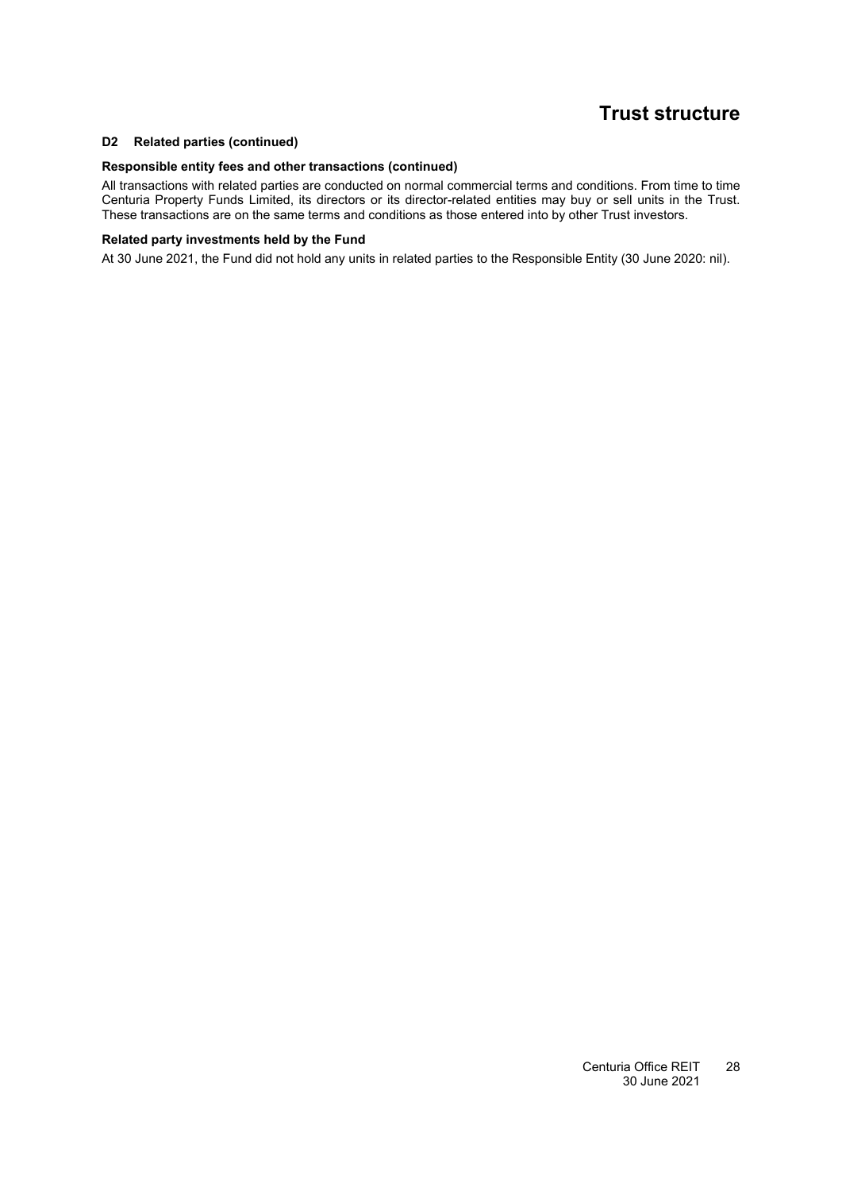### D2 Related parties (continued)

**Responsible entity fees and other transactions (continued)**

All transactions with related parties are conducted on normal commercial terms and conditions. From time to time Centuria Property Funds Limited, its directors or its director-related entities may buy or sell units in the Trust. These transactions are on the same terms and conditions as those entered into by other Trust investors.

**Related party investments held by the Fund**

At 30 June 2021, the Fund did not hold any units in related parties to the Responsible Entity (30 June 2020: nil).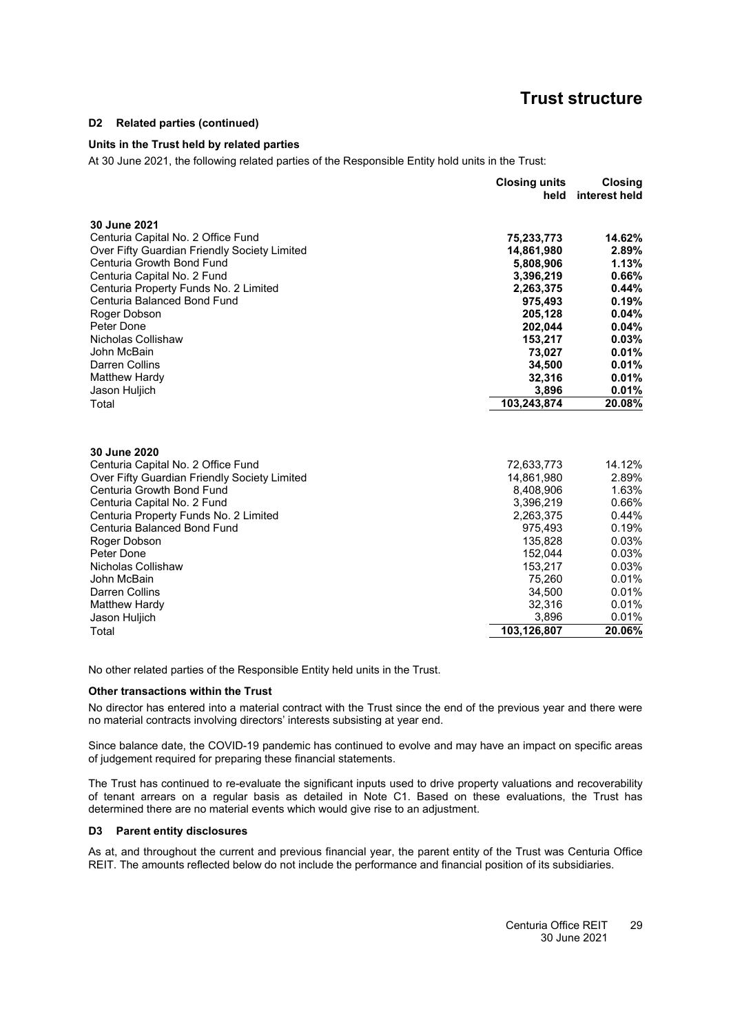# Trust structure

### D2 Related parties (continued)

#### Units in the Trust held by related parties

At 30 June 2021, the following related parties of the Responsible Entity hold units in the Trust:

| | Closing units held | Closing interest held |
|---|---|---|
| **30 June 2021** | | |
| Centuria Capital No. 2 Office Fund | **75,233,773** | **14.62%** |
| Over Fifty Guardian Friendly Society Limited | **14,861,980** | **2.89%** |
| Centuria Growth Bond Fund | **5,808,906** | **1.13%** |
| Centuria Capital No. 2 Fund | **3,396,219** | **0.66%** |
| Centuria Property Funds No. 2 Limited | **2,263,375** | **0.44%** |
| Centuria Balanced Bond Fund | **975,493** | **0.19%** |
| Roger Dobson | **205,128** | **0.04%** |
| Peter Done | **202,044** | **0.04%** |
| Nicholas Collishaw | **153,217** | **0.03%** |
| John McBain | **73,027** | **0.01%** |
| Darren Collins | **34,500** | **0.01%** |
| Matthew Hardy | **32,316** | **0.01%** |
| Jason Huljich | **3,896** | **0.01%** |
| Total | **103,243,874** | **20.08%** |
| | | |
| **30 June 2020** | | |
| Centuria Capital No. 2 Office Fund | 72,633,773 | 14.12% |
| Over Fifty Guardian Friendly Society Limited | 14,861,980 | 2.89% |
| Centuria Growth Bond Fund | 8,408,906 | 1.63% |
| Centuria Capital No. 2 Fund | 3,396,219 | 0.66% |
| Centuria Property Funds No. 2 Limited | 2,263,375 | 0.44% |
| Centuria Balanced Bond Fund | 975,493 | 0.19% |
| Roger Dobson | 135,828 | 0.03% |
| Peter Done | 152,044 | 0.03% |
| Nicholas Collishaw | 153,217 | 0.03% |
| John McBain | 75,260 | 0.01% |
| Darren Collins | 34,500 | 0.01% |
| Matthew Hardy | 32,316 | 0.01% |
| Jason Huljich | 3,896 | 0.01% |
| Total | **103,126,807** | **20.06%** |

No other related parties of the Responsible Entity held units in the Trust.

#### Other transactions within the Trust

No director has entered into a material contract with the Trust since the end of the previous year and there were no material contracts involving directors' interests subsisting at year end.

Since balance date, the COVID-19 pandemic has continued to evolve and may have an impact on specific areas of judgement required for preparing these financial statements.

The Trust has continued to re-evaluate the significant inputs used to drive property valuations and recoverability of tenant arrears on a regular basis as detailed in Note C1. Based on these evaluations, the Trust has determined there are no material events which would give rise to an adjustment.

### D3 Parent entity disclosures

As at, and throughout the current and previous financial year, the parent entity of the Trust was Centuria Office REIT. The amounts reflected below do not include the performance and financial position of its subsidiaries.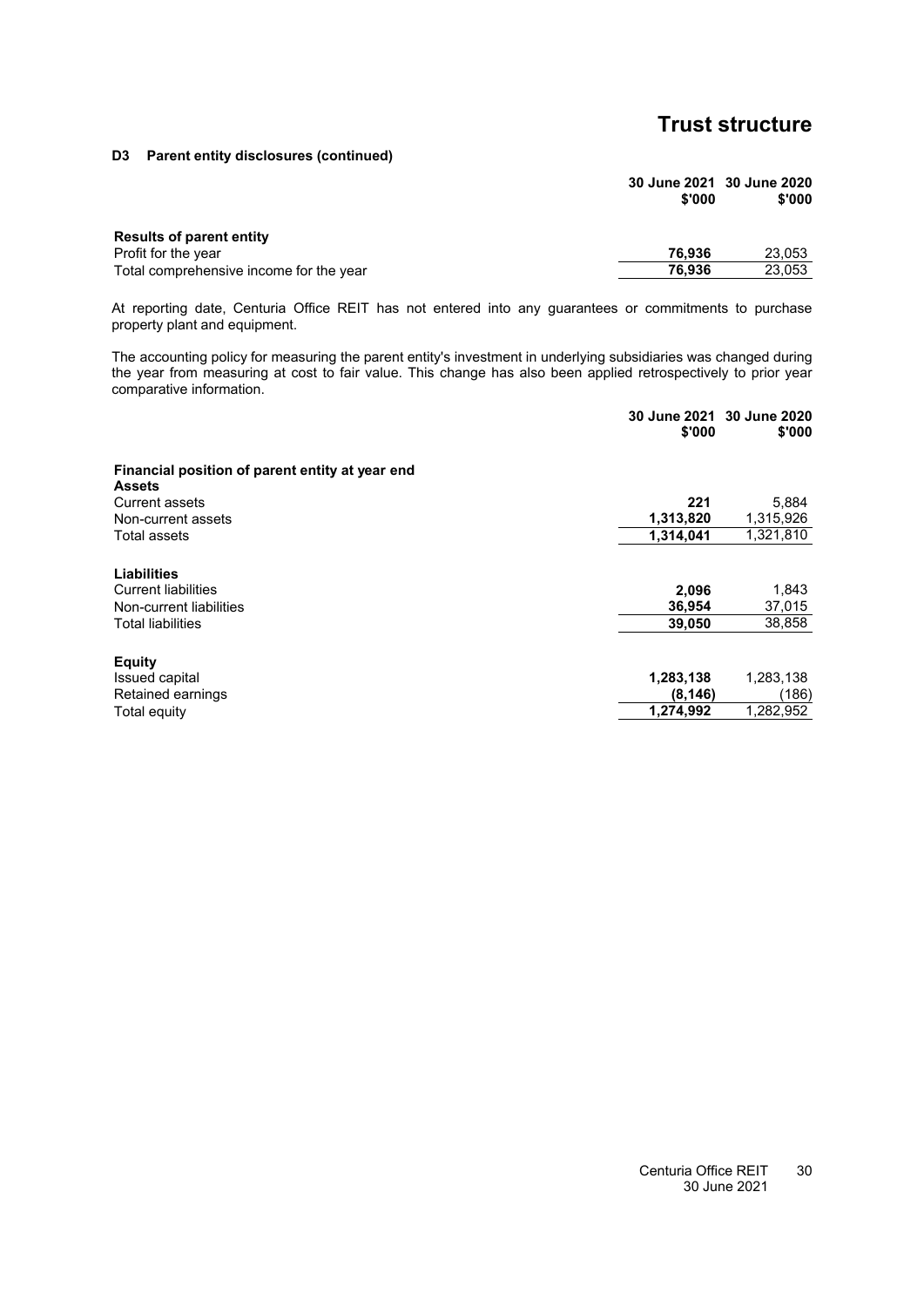# Trust structure

### D3 Parent entity disclosures (continued)

| | 30 June 2021 $'000 | 30 June 2020 $'000 |
|---|---|---|
| **Results of parent entity** | | |
| Profit for the year | **76,936** | 23,053 |
| Total comprehensive income for the year | **76,936** | 23,053 |

At reporting date, Centuria Office REIT has not entered into any guarantees or commitments to purchase property plant and equipment.

The accounting policy for measuring the parent entity's investment in underlying subsidiaries was changed during the year from measuring at cost to fair value. This change has also been applied retrospectively to prior year comparative information.

| | 30 June 2021 $'000 | 30 June 2020 $'000 |
|---|---|---|
| **Financial position of parent entity at year end** | | |
| **Assets** | | |
| Current assets | **221** | 5,884 |
| Non-current assets | **1,313,820** | 1,315,926 |
| Total assets | **1,314,041** | 1,321,810 |
| **Liabilities** | | |
| Current liabilities | **2,096** | 1,843 |
| Non-current liabilities | **36,954** | 37,015 |
| Total liabilities | **39,050** | 38,858 |
| **Equity** | | |
| Issued capital | **1,283,138** | 1,283,138 |
| Retained earnings | **(8,146)** | (186) |
| Total equity | **1,274,992** | 1,282,952 |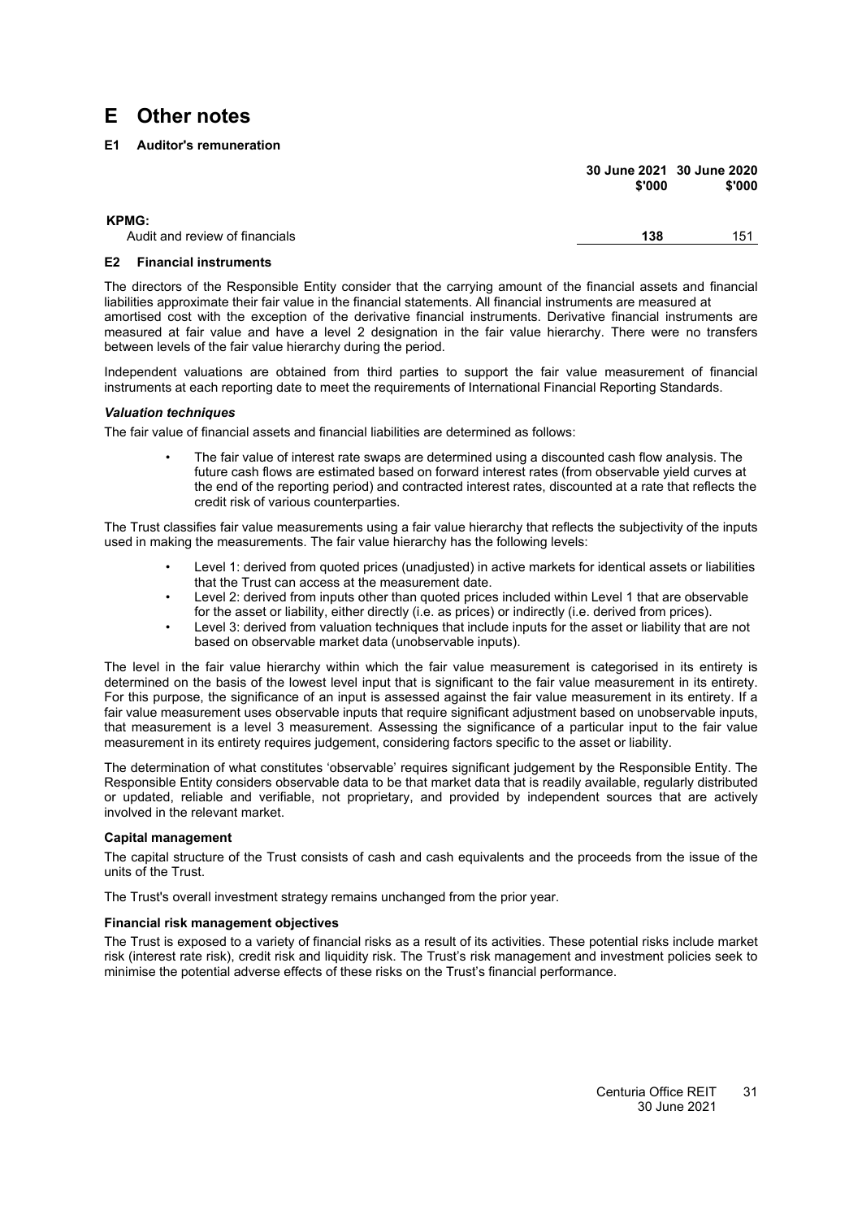# E Other notes

## E1 Auditor's remuneration

| | 30 June 2021 $'000 | 30 June 2020 $'000 |
|---|---|---|
| **KPMG:** | | |
| Audit and review of financials | **138** | 151 |

## E2 Financial instruments

The directors of the Responsible Entity consider that the carrying amount of the financial assets and financial liabilities approximate their fair value in the financial statements. All financial instruments are measured at amortised cost with the exception of the derivative financial instruments. Derivative financial instruments are measured at fair value and have a level 2 designation in the fair value hierarchy. There were no transfers between levels of the fair value hierarchy during the period.

Independent valuations are obtained from third parties to support the fair value measurement of financial instruments at each reporting date to meet the requirements of International Financial Reporting Standards.

### *Valuation techniques*

The fair value of financial assets and financial liabilities are determined as follows:

- The fair value of interest rate swaps are determined using a discounted cash flow analysis. The future cash flows are estimated based on forward interest rates (from observable yield curves at the end of the reporting period) and contracted interest rates, discounted at a rate that reflects the credit risk of various counterparties.

The Trust classifies fair value measurements using a fair value hierarchy that reflects the subjectivity of the inputs used in making the measurements. The fair value hierarchy has the following levels:

- Level 1: derived from quoted prices (unadjusted) in active markets for identical assets or liabilities that the Trust can access at the measurement date.
- Level 2: derived from inputs other than quoted prices included within Level 1 that are observable for the asset or liability, either directly (i.e. as prices) or indirectly (i.e. derived from prices).
- Level 3: derived from valuation techniques that include inputs for the asset or liability that are not based on observable market data (unobservable inputs).

The level in the fair value hierarchy within which the fair value measurement is categorised in its entirety is determined on the basis of the lowest level input that is significant to the fair value measurement in its entirety. For this purpose, the significance of an input is assessed against the fair value measurement in its entirety. If a fair value measurement uses observable inputs that require significant adjustment based on unobservable inputs, that measurement is a level 3 measurement. Assessing the significance of a particular input to the fair value measurement in its entirety requires judgement, considering factors specific to the asset or liability.

The determination of what constitutes 'observable' requires significant judgement by the Responsible Entity. The Responsible Entity considers observable data to be that market data that is readily available, regularly distributed or updated, reliable and verifiable, not proprietary, and provided by independent sources that are actively involved in the relevant market.

### Capital management

The capital structure of the Trust consists of cash and cash equivalents and the proceeds from the issue of the units of the Trust.

The Trust's overall investment strategy remains unchanged from the prior year.

### Financial risk management objectives

The Trust is exposed to a variety of financial risks as a result of its activities. These potential risks include market risk (interest rate risk), credit risk and liquidity risk. The Trust's risk management and investment policies seek to minimise the potential adverse effects of these risks on the Trust's financial performance.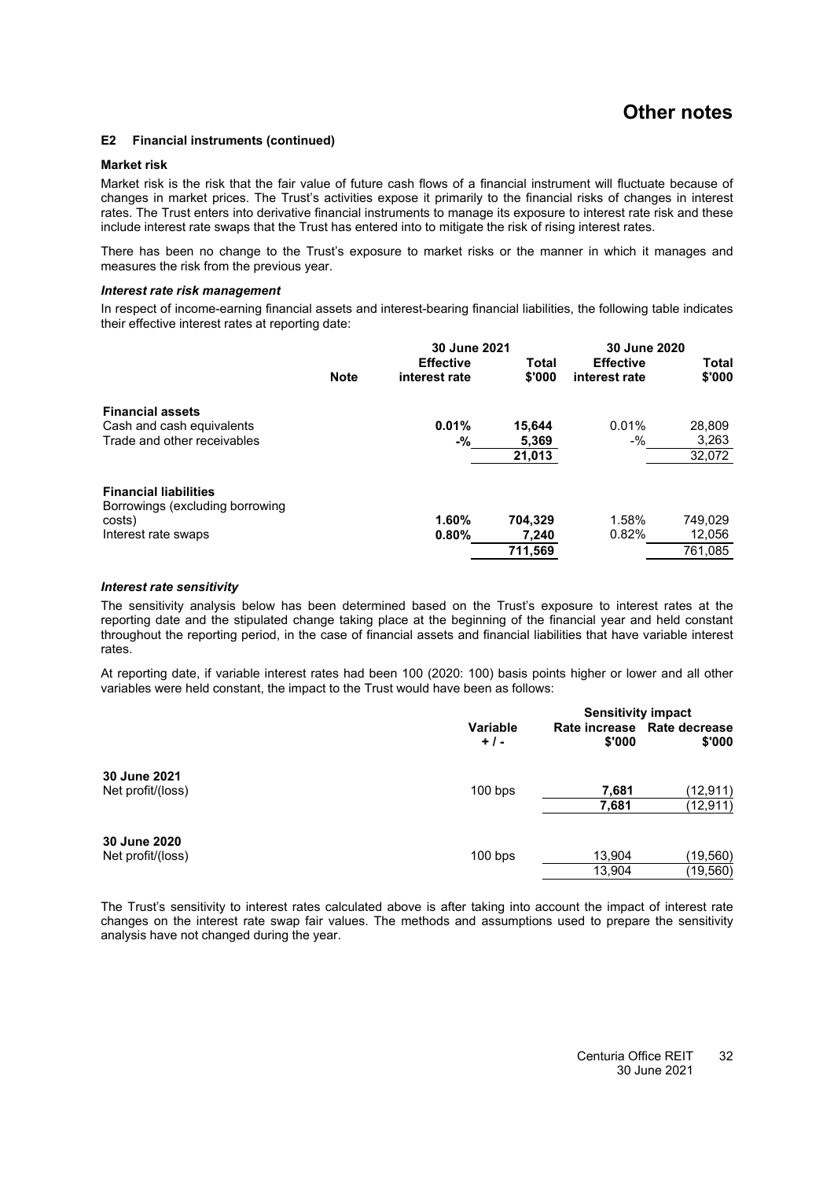# Other notes

### E2 Financial instruments (continued)

#### Market risk

Market risk is the risk that the fair value of future cash flows of a financial instrument will fluctuate because of changes in market prices. The Trust's activities expose it primarily to the financial risks of changes in interest rates. The Trust enters into derivative financial instruments to manage its exposure to interest rate risk and these include interest rate swaps that the Trust has entered into to mitigate the risk of rising interest rates.

There has been no change to the Trust's exposure to market risks or the manner in which it manages and measures the risk from the previous year.

#### *Interest rate risk management*

In respect of income-earning financial assets and interest-bearing financial liabilities, the following table indicates their effective interest rates at reporting date:

| | Note | 30 June 2021 Effective interest rate | 30 June 2021 Total $'000 | 30 June 2020 Effective interest rate | 30 June 2020 Total $'000 |
|---|---|---|---|---|---|
| **Financial assets** | | | | | |
| Cash and cash equivalents | | **0.01%** | **15,644** | 0.01% | 28,809 |
| Trade and other receivables | | **-%** | **5,369** | -% | 3,263 |
| | | | **21,013** | | 32,072 |
| **Financial liabilities** | | | | | |
| Borrowings (excluding borrowing costs) | | **1.60%** | **704,329** | 1.58% | 749,029 |
| Interest rate swaps | | **0.80%** | **7,240** | 0.82% | 12,056 |
| | | | **711,569** | | 761,085 |

#### *Interest rate sensitivity*

The sensitivity analysis below has been determined based on the Trust's exposure to interest rates at the reporting date and the stipulated change taking place at the beginning of the financial year and held constant throughout the reporting period, in the case of financial assets and financial liabilities that have variable interest rates.

At reporting date, if variable interest rates had been 100 (2020: 100) basis points higher or lower and all other variables were held constant, the impact to the Trust would have been as follows:

| | Variable + / - | Sensitivity impact Rate increase $'000 | Sensitivity impact Rate decrease $'000 |
|---|---|---|---|
| **30 June 2021** | | | |
| Net profit/(loss) | 100 bps | **7,681** | **(12,911)** |
| | | **7,681** | **(12,911)** |
| **30 June 2020** | | | |
| Net profit/(loss) | 100 bps | 13,904 | (19,560) |
| | | 13,904 | (19,560) |

The Trust's sensitivity to interest rates calculated above is after taking into account the impact of interest rate changes on the interest rate swap fair values. The methods and assumptions used to prepare the sensitivity analysis have not changed during the year.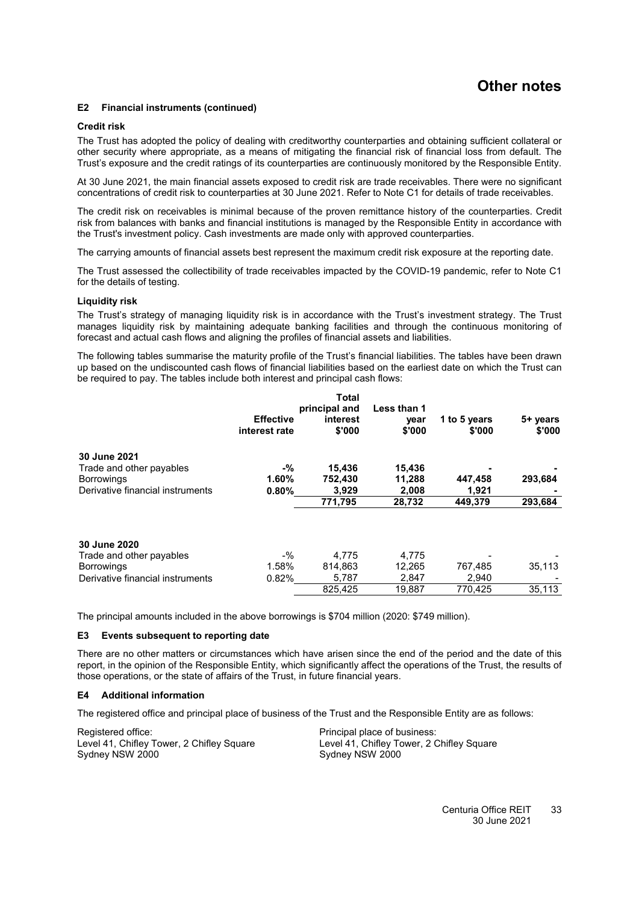# Other notes

### E2 Financial instruments (continued)

**Credit risk**

The Trust has adopted the policy of dealing with creditworthy counterparties and obtaining sufficient collateral or other security where appropriate, as a means of mitigating the financial risk of financial loss from default. The Trust's exposure and the credit ratings of its counterparties are continuously monitored by the Responsible Entity.

At 30 June 2021, the main financial assets exposed to credit risk are trade receivables. There were no significant concentrations of credit risk to counterparties at 30 June 2021. Refer to Note C1 for details of trade receivables.

The credit risk on receivables is minimal because of the proven remittance history of the counterparties. Credit risk from balances with banks and financial institutions is managed by the Responsible Entity in accordance with the Trust's investment policy. Cash investments are made only with approved counterparties.

The carrying amounts of financial assets best represent the maximum credit risk exposure at the reporting date.

The Trust assessed the collectibility of trade receivables impacted by the COVID-19 pandemic, refer to Note C1 for the details of testing.

**Liquidity risk**

The Trust's strategy of managing liquidity risk is in accordance with the Trust's investment strategy. The Trust manages liquidity risk by maintaining adequate banking facilities and through the continuous monitoring of forecast and actual cash flows and aligning the profiles of financial assets and liabilities.

The following tables summarise the maturity profile of the Trust's financial liabilities. The tables have been drawn up based on the undiscounted cash flows of financial liabilities based on the earliest date on which the Trust can be required to pay. The tables include both interest and principal cash flows:

| | Effective interest rate | Total principal and interest $'000 | Less than 1 year $'000 | 1 to 5 years $'000 | 5+ years $'000 |
|---|---|---|---|---|---|
| **30 June 2021** | | | | | |
| Trade and other payables | **-%** | **15,436** | **15,436** | **-** | **-** |
| Borrowings | **1.60%** | **752,430** | **11,288** | **447,458** | **293,684** |
| Derivative financial instruments | **0.80%** | **3,929** | **2,008** | **1,921** | **-** |
| | | **771,795** | **28,732** | **449,379** | **293,684** |
| **30 June 2020** | | | | | |
| Trade and other payables | -% | 4,775 | 4,775 | - | - |
| Borrowings | 1.58% | 814,863 | 12,265 | 767,485 | 35,113 |
| Derivative financial instruments | 0.82% | 5,787 | 2,847 | 2,940 | - |
| | | 825,425 | 19,887 | 770,425 | 35,113 |

The principal amounts included in the above borrowings is $704 million (2020: $749 million).

### E3 Events subsequent to reporting date

There are no other matters or circumstances which have arisen since the end of the period and the date of this report, in the opinion of the Responsible Entity, which significantly affect the operations of the Trust, the results of those operations, or the state of affairs of the Trust, in future financial years.

### E4 Additional information

The registered office and principal place of business of the Trust and the Responsible Entity are as follows:

Registered office:
Level 41, Chifley Tower, 2 Chifley Square
Sydney NSW 2000

Principal place of business:
Level 41, Chifley Tower, 2 Chifley Square
Sydney NSW 2000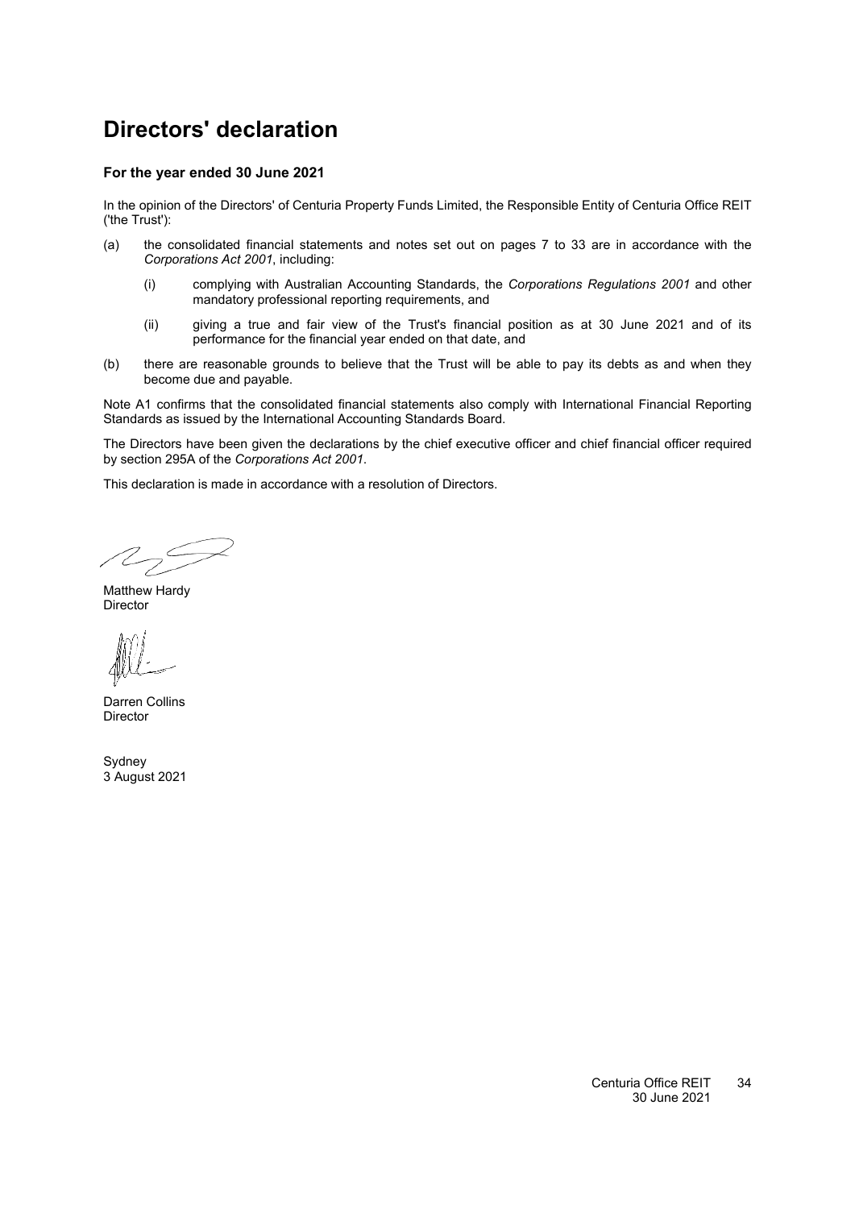# Directors' declaration

### For the year ended 30 June 2021

In the opinion of the Directors' of Centuria Property Funds Limited, the Responsible Entity of Centuria Office REIT ('the Trust'):

(a) the consolidated financial statements and notes set out on pages 7 to 33 are in accordance with the *Corporations Act 2001*, including:

   (i) complying with Australian Accounting Standards, the *Corporations Regulations 2001* and other mandatory professional reporting requirements, and

   (ii) giving a true and fair view of the Trust's financial position as at 30 June 2021 and of its performance for the financial year ended on that date, and

(b) there are reasonable grounds to believe that the Trust will be able to pay its debts as and when they become due and payable.

Note A1 confirms that the consolidated financial statements also comply with International Financial Reporting Standards as issued by the International Accounting Standards Board.

The Directors have been given the declarations by the chief executive officer and chief financial officer required by section 295A of the *Corporations Act 2001*.

This declaration is made in accordance with a resolution of Directors.

Matthew Hardy
Director

Darren Collins
Director

Sydney
3 August 2021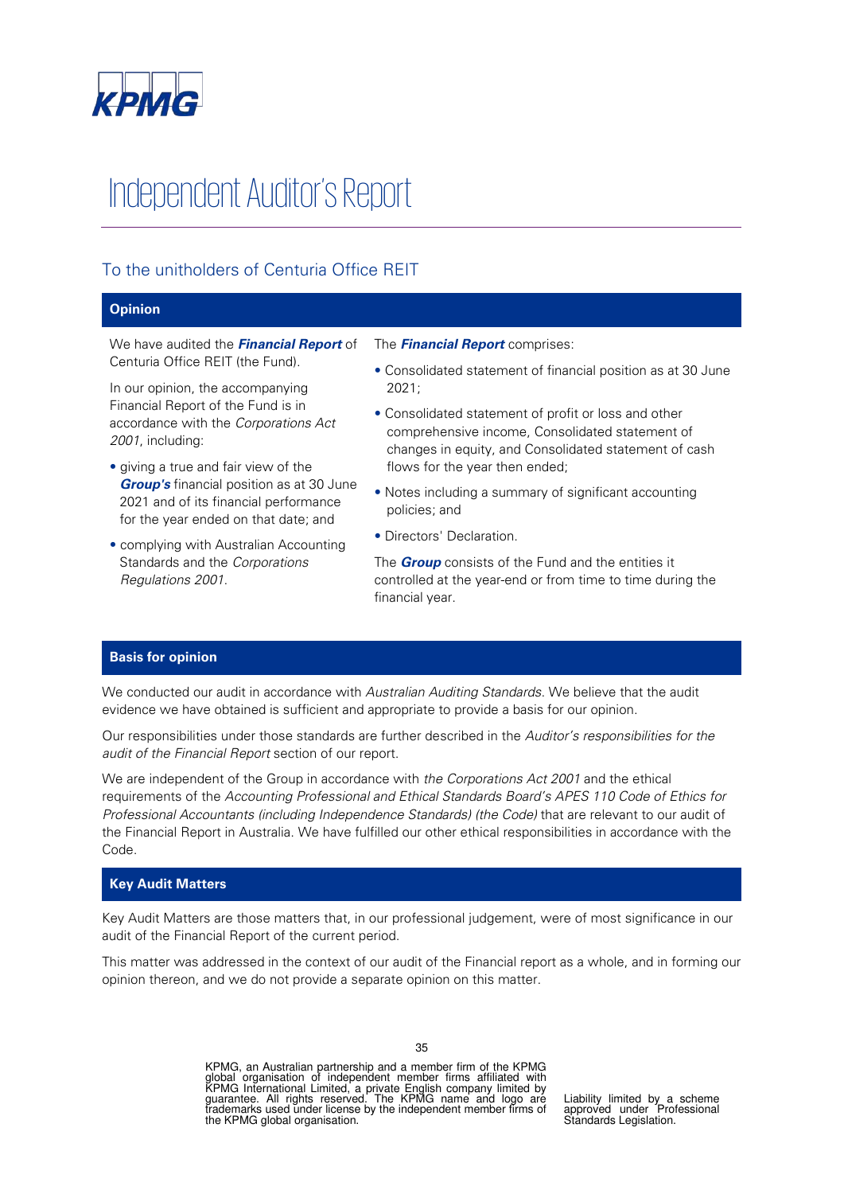# Independent Auditor's Report

## To the unitholders of Centuria Office REIT

### Opinion

We have audited the ***Financial Report*** of Centuria Office REIT (the Fund).

In our opinion, the accompanying Financial Report of the Fund is in accordance with the *Corporations Act 2001*, including:

- giving a true and fair view of the ***Group's*** financial position as at 30 June 2021 and of its financial performance for the year ended on that date; and
- complying with Australian Accounting Standards and the *Corporations Regulations 2001*.

The ***Financial Report*** comprises:

- Consolidated statement of financial position as at 30 June 2021;
- Consolidated statement of profit or loss and other comprehensive income, Consolidated statement of changes in equity, and Consolidated statement of cash flows for the year then ended;
- Notes including a summary of significant accounting policies; and
- Directors' Declaration.

The ***Group*** consists of the Fund and the entities it controlled at the year-end or from time to time during the financial year.

### Basis for opinion

We conducted our audit in accordance with *Australian Auditing Standards*. We believe that the audit evidence we have obtained is sufficient and appropriate to provide a basis for our opinion.

Our responsibilities under those standards are further described in the *Auditor's responsibilities for the audit of the Financial Report* section of our report.

We are independent of the Group in accordance with *the Corporations Act 2001* and the ethical requirements of the *Accounting Professional and Ethical Standards Board's APES 110 Code of Ethics for Professional Accountants (including Independence Standards) (the Code)* that are relevant to our audit of the Financial Report in Australia. We have fulfilled our other ethical responsibilities in accordance with the Code.

### Key Audit Matters

Key Audit Matters are those matters that, in our professional judgement, were of most significance in our audit of the Financial Report of the current period.

This matter was addressed in the context of our audit of the Financial report as a whole, and in forming our opinion thereon, and we do not provide a separate opinion on this matter.

KPMG, an Australian partnership and a member firm of the KPMG global organisation of independent member firms affiliated with KPMG International Limited, a private English company limited by guarantee. All rights reserved. The KPMG name and logo are trademarks used under license by the independent member firms of the KPMG global organisation.

Liability limited by a scheme approved under Professional Standards Legislation.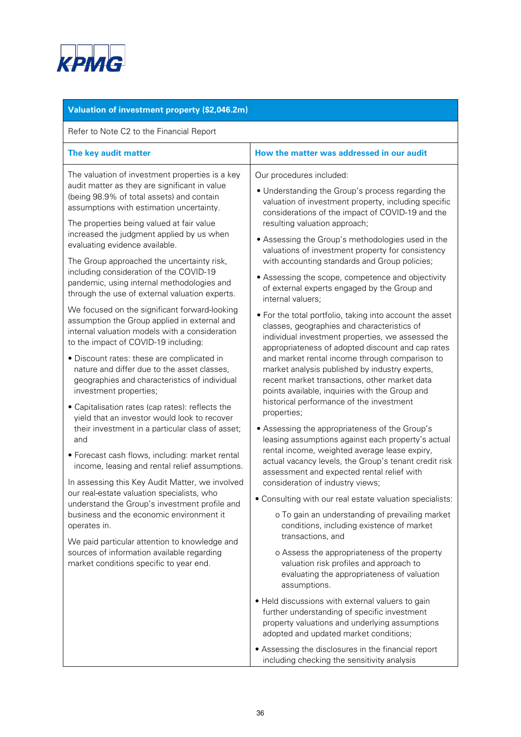KPMG

| Valuation of investment property ($2,046.2m) | |
|---|---|
| Refer to Note C2 to the Financial Report | |
| **The key audit matter** | **How the matter was addressed in our audit** |
| The valuation of investment properties is a key audit matter as they are significant in value (being 98.9% of total assets) and contain assumptions with estimation uncertainty.<br><br>The properties being valued at fair value increased the judgment applied by us when evaluating evidence available.<br><br>The Group approached the uncertainty risk, including consideration of the COVID-19 pandemic, using internal methodologies and through the use of external valuation experts.<br><br>We focused on the significant forward-looking assumption the Group applied in external and internal valuation models with a consideration to the impact of COVID-19 including:<br><br>• Discount rates: these are complicated in nature and differ due to the asset classes, geographies and characteristics of individual investment properties;<br><br>• Capitalisation rates (cap rates): reflects the yield that an investor would look to recover their investment in a particular class of asset; and<br><br>• Forecast cash flows, including: market rental income, leasing and rental relief assumptions.<br><br>In assessing this Key Audit Matter, we involved our real-estate valuation specialists, who understand the Group's investment profile and business and the economic environment it operates in.<br><br>We paid particular attention to knowledge and sources of information available regarding market conditions specific to year end. | Our procedures included:<br><br>• Understanding the Group's process regarding the valuation of investment property, including specific considerations of the impact of COVID-19 and the resulting valuation approach;<br><br>• Assessing the Group's methodologies used in the valuations of investment property for consistency with accounting standards and Group policies;<br><br>• Assessing the scope, competence and objectivity of external experts engaged by the Group and internal valuers;<br><br>• For the total portfolio, taking into account the asset classes, geographies and characteristics of individual investment properties, we assessed the appropriateness of adopted discount and cap rates and market rental income through comparison to market analysis published by industry experts, recent market transactions, other market data points available, inquiries with the Group and historical performance of the investment properties;<br><br>• Assessing the appropriateness of the Group's leasing assumptions against each property's actual rental income, weighted average lease expiry, actual vacancy levels, the Group's tenant credit risk assessment and expected rental relief with consideration of industry views;<br><br>• Consulting with our real estate valuation specialists:<br><br>o To gain an understanding of prevailing market conditions, including existence of market transactions, and<br><br>o Assess the appropriateness of the property valuation risk profiles and approach to evaluating the appropriateness of valuation assumptions.<br><br>• Held discussions with external valuers to gain further understanding of specific investment property valuations and underlying assumptions adopted and updated market conditions;<br><br>• Assessing the disclosures in the financial report including checking the sensitivity analysis |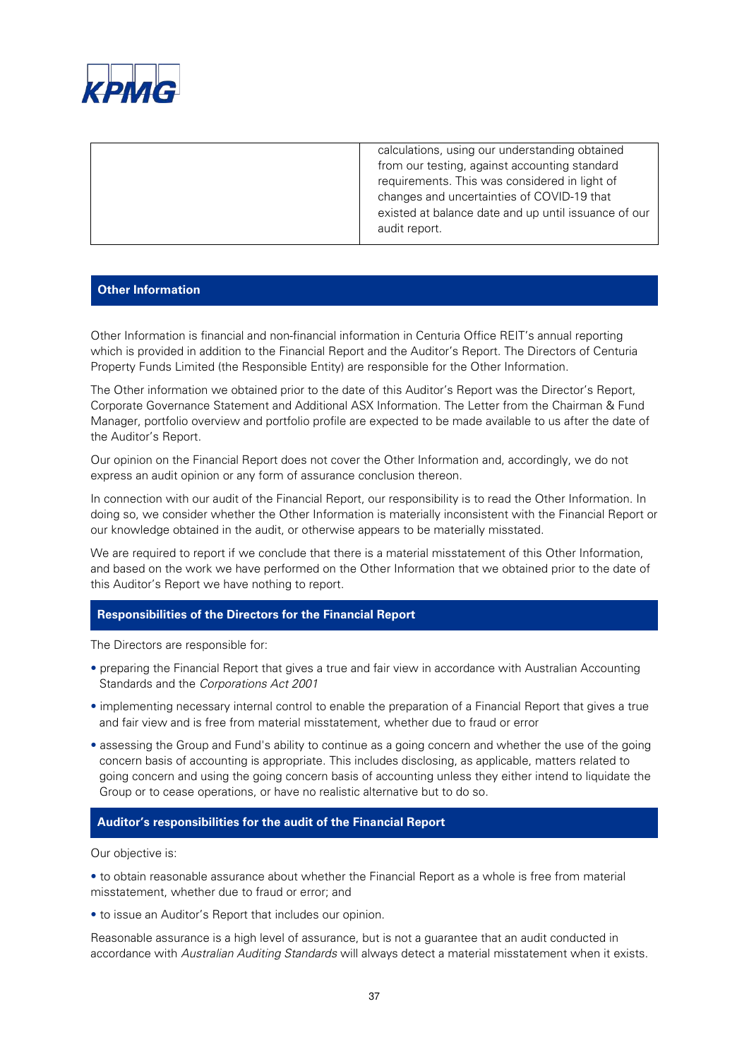| | calculations, using our understanding obtained from our testing, against accounting standard requirements. This was considered in light of changes and uncertainties of COVID-19 that existed at balance date and up until issuance of our audit report. |
|---|---|

## Other Information

Other Information is financial and non-financial information in Centuria Office REIT's annual reporting which is provided in addition to the Financial Report and the Auditor's Report. The Directors of Centuria Property Funds Limited (the Responsible Entity) are responsible for the Other Information.

The Other information we obtained prior to the date of this Auditor's Report was the Director's Report, Corporate Governance Statement and Additional ASX Information. The Letter from the Chairman & Fund Manager, portfolio overview and portfolio profile are expected to be made available to us after the date of the Auditor's Report.

Our opinion on the Financial Report does not cover the Other Information and, accordingly, we do not express an audit opinion or any form of assurance conclusion thereon.

In connection with our audit of the Financial Report, our responsibility is to read the Other Information. In doing so, we consider whether the Other Information is materially inconsistent with the Financial Report or our knowledge obtained in the audit, or otherwise appears to be materially misstated.

We are required to report if we conclude that there is a material misstatement of this Other Information, and based on the work we have performed on the Other Information that we obtained prior to the date of this Auditor's Report we have nothing to report.

## Responsibilities of the Directors for the Financial Report

The Directors are responsible for:

- preparing the Financial Report that gives a true and fair view in accordance with Australian Accounting Standards and the *Corporations Act 2001*
- implementing necessary internal control to enable the preparation of a Financial Report that gives a true and fair view and is free from material misstatement, whether due to fraud or error
- assessing the Group and Fund's ability to continue as a going concern and whether the use of the going concern basis of accounting is appropriate. This includes disclosing, as applicable, matters related to going concern and using the going concern basis of accounting unless they either intend to liquidate the Group or to cease operations, or have no realistic alternative but to do so.

## Auditor's responsibilities for the audit of the Financial Report

Our objective is:

- to obtain reasonable assurance about whether the Financial Report as a whole is free from material misstatement, whether due to fraud or error; and
- to issue an Auditor's Report that includes our opinion.

Reasonable assurance is a high level of assurance, but is not a guarantee that an audit conducted in accordance with *Australian Auditing Standards* will always detect a material misstatement when it exists.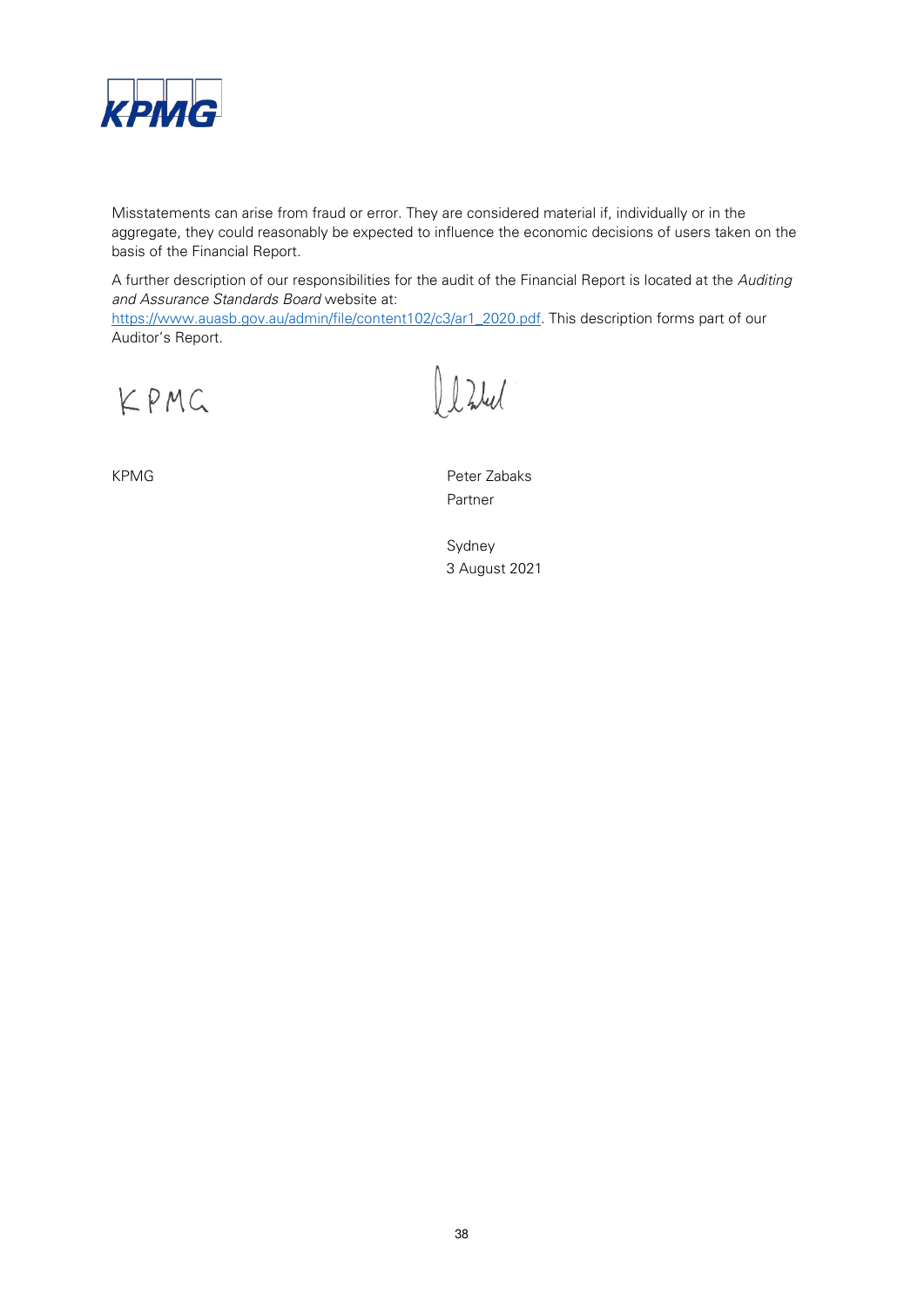Misstatements can arise from fraud or error. They are considered material if, individually or in the aggregate, they could reasonably be expected to influence the economic decisions of users taken on the basis of the Financial Report.

A further description of our responsibilities for the audit of the Financial Report is located at the *Auditing and Assurance Standards Board* website at: https://www.auasb.gov.au/admin/file/content102/c3/ar1_2020.pdf. This description forms part of our Auditor's Report.

KPMG

Peter Zabaks
Partner

Sydney
3 August 2021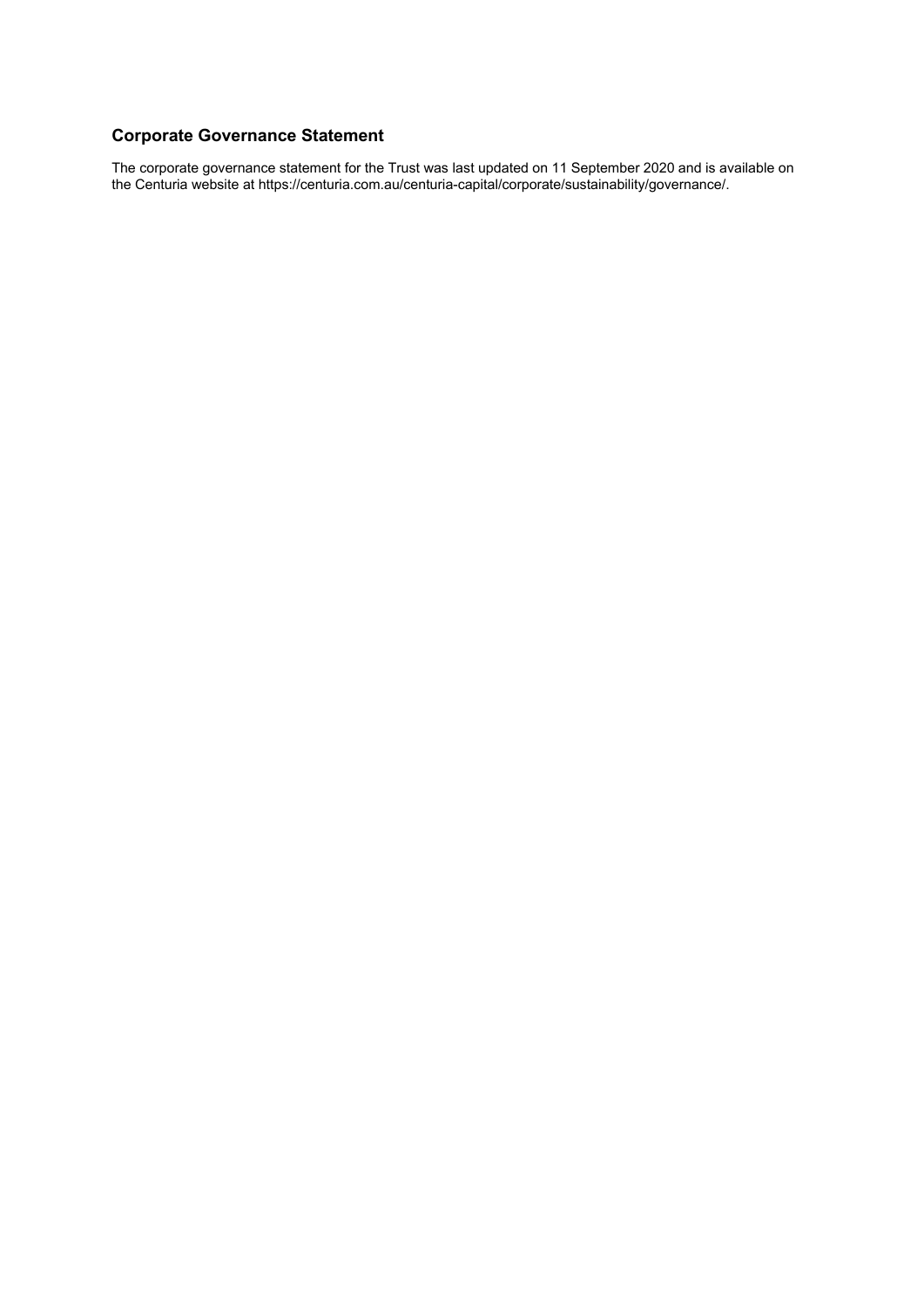## Corporate Governance Statement

The corporate governance statement for the Trust was last updated on 11 September 2020 and is available on the Centuria website at https://centuria.com.au/centuria-capital/corporate/sustainability/governance/.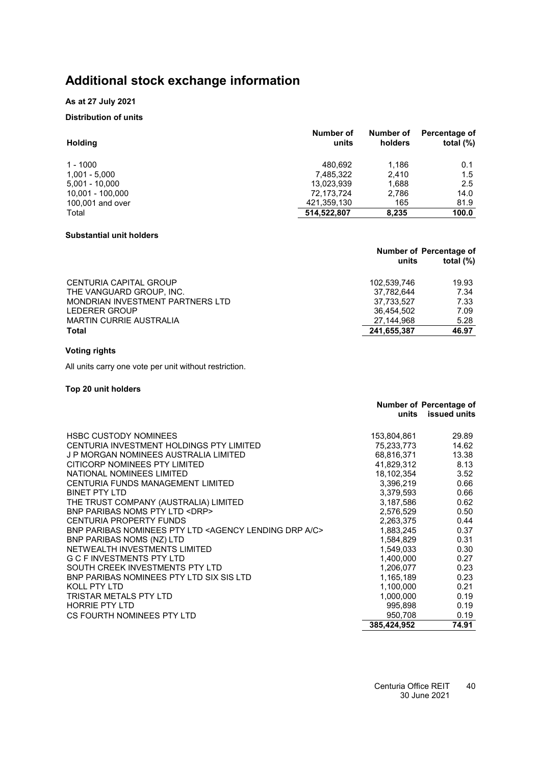# Additional stock exchange information

**As at 27 July 2021**

**Distribution of units**

| Holding | Number of units | Number of holders | Percentage of total (%) |
|---|---|---|---|
| 1 - 1000 | 480,692 | 1,186 | 0.1 |
| 1,001 - 5,000 | 7,485,322 | 2,410 | 1.5 |
| 5,001 - 10,000 | 13,023,939 | 1,688 | 2.5 |
| 10,001 - 100,000 | 72,173,724 | 2,786 | 14.0 |
| 100,001 and over | 421,359,130 | 165 | 81.9 |
| Total | **514,522,807** | **8,235** | **100.0** |

**Substantial unit holders**

| | Number of units | Percentage of total (%) |
|---|---|---|
| CENTURIA CAPITAL GROUP | 102,539,746 | 19.93 |
| THE VANGUARD GROUP, INC. | 37,782,644 | 7.34 |
| MONDRIAN INVESTMENT PARTNERS LTD | 37,733,527 | 7.33 |
| LEDERER GROUP | 36,454,502 | 7.09 |
| MARTIN CURRIE AUSTRALIA | 27,144,968 | 5.28 |
| **Total** | **241,655,387** | **46.97** |

**Voting rights**

All units carry one vote per unit without restriction.

**Top 20 unit holders**

| | Number of units | Percentage of issued units |
|---|---|---|
| HSBC CUSTODY NOMINEES | 153,804,861 | 29.89 |
| CENTURIA INVESTMENT HOLDINGS PTY LIMITED | 75,233,773 | 14.62 |
| J P MORGAN NOMINEES AUSTRALIA LIMITED | 68,816,371 | 13.38 |
| CITICORP NOMINEES PTY LIMITED | 41,829,312 | 8.13 |
| NATIONAL NOMINEES LIMITED | 18,102,354 | 3.52 |
| CENTURIA FUNDS MANAGEMENT LIMITED | 3,396,219 | 0.66 |
| BINET PTY LTD | 3,379,593 | 0.66 |
| THE TRUST COMPANY (AUSTRALIA) LIMITED | 3,187,586 | 0.62 |
| BNP PARIBAS NOMS PTY LTD <DRP> | 2,576,529 | 0.50 |
| CENTURIA PROPERTY FUNDS | 2,263,375 | 0.44 |
| BNP PARIBAS NOMINEES PTY LTD <AGENCY LENDING DRP A/C> | 1,883,245 | 0.37 |
| BNP PARIBAS NOMS (NZ) LTD | 1,584,829 | 0.31 |
| NETWEALTH INVESTMENTS LIMITED | 1,549,033 | 0.30 |
| G C F INVESTMENTS PTY LTD | 1,400,000 | 0.27 |
| SOUTH CREEK INVESTMENTS PTY LTD | 1,206,077 | 0.23 |
| BNP PARIBAS NOMINEES PTY LTD SIX SIS LTD | 1,165,189 | 0.23 |
| KOLL PTY LTD | 1,100,000 | 0.21 |
| TRISTAR METALS PTY LTD | 1,000,000 | 0.19 |
| HORRIE PTY LTD | 995,898 | 0.19 |
| CS FOURTH NOMINEES PTY LTD | 950,708 | 0.19 |
| | **385,424,952** | **74.91** |